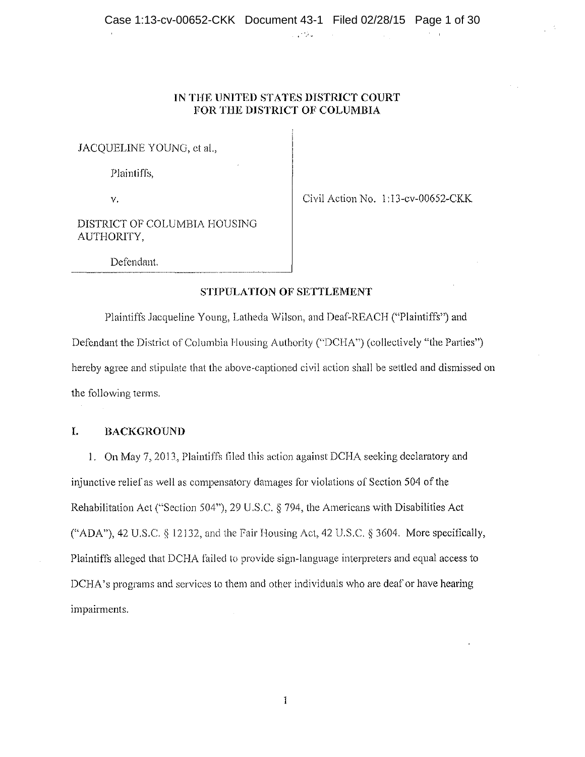IN THE UNITED STATES DISTRICT COURT
FOR THE DISTRICT OF COLUMBIA

| | |
|---|---|
| JACQUELINE YOUNG, et al.,<br><br>Plaintiffs,<br><br>v.<br><br>DISTRICT OF COLUMBIA HOUSING AUTHORITY,<br><br>Defendant. | Civil Action No. 1:13-cv-00652-CKK |

## STIPULATION OF SETTLEMENT

Plaintiffs Jacqueline Young, Latheda Wilson, and Deaf-REACH ("Plaintiffs") and Defendant the District of Columbia Housing Authority ("DCHA") (collectively "the Parties") hereby agree and stipulate that the above-captioned civil action shall be settled and dismissed on the following terms.

## I. BACKGROUND

1. On May 7, 2013, Plaintiffs filed this action against DCHA seeking declaratory and injunctive relief as well as compensatory damages for violations of Section 504 of the Rehabilitation Act ("Section 504"), 29 U.S.C. § 794, the Americans with Disabilities Act ("ADA"), 42 U.S.C. § 12132, and the Fair Housing Act, 42 U.S.C. § 3604. More specifically, Plaintiffs alleged that DCHA failed to provide sign-language interpreters and equal access to DCHA's programs and services to them and other individuals who are deaf or have hearing impairments.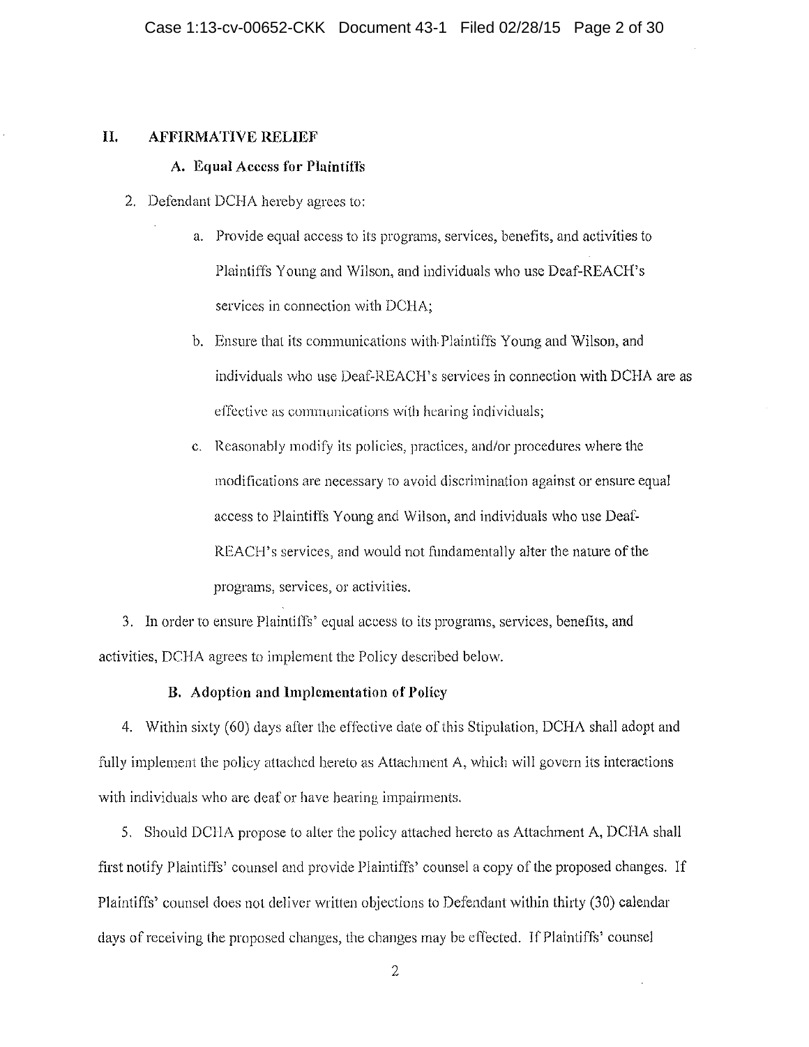## II. AFFIRMATIVE RELIEF

### A. Equal Access for Plaintiffs

2. Defendant DCHA hereby agrees to:

   a. Provide equal access to its programs, services, benefits, and activities to Plaintiffs Young and Wilson, and individuals who use Deaf-REACH's services in connection with DCHA;

   b. Ensure that its communications with Plaintiffs Young and Wilson, and individuals who use Deaf-REACH's services in connection with DCHA are as effective as communications with hearing individuals;

   c. Reasonably modify its policies, practices, and/or procedures where the modifications are necessary to avoid discrimination against or ensure equal access to Plaintiffs Young and Wilson, and individuals who use Deaf-REACH's services, and would not fundamentally alter the nature of the programs, services, or activities.

3. In order to ensure Plaintiffs' equal access to its programs, services, benefits, and activities, DCHA agrees to implement the Policy described below.

### B. Adoption and Implementation of Policy

4. Within sixty (60) days after the effective date of this Stipulation, DCHA shall adopt and fully implement the policy attached hereto as Attachment A, which will govern its interactions with individuals who are deaf or have hearing impairments.

5. Should DCHA propose to alter the policy attached hereto as Attachment A, DCHA shall first notify Plaintiffs' counsel and provide Plaintiffs' counsel a copy of the proposed changes. If Plaintiffs' counsel does not deliver written objections to Defendant within thirty (30) calendar days of receiving the proposed changes, the changes may be effected. If Plaintiffs' counsel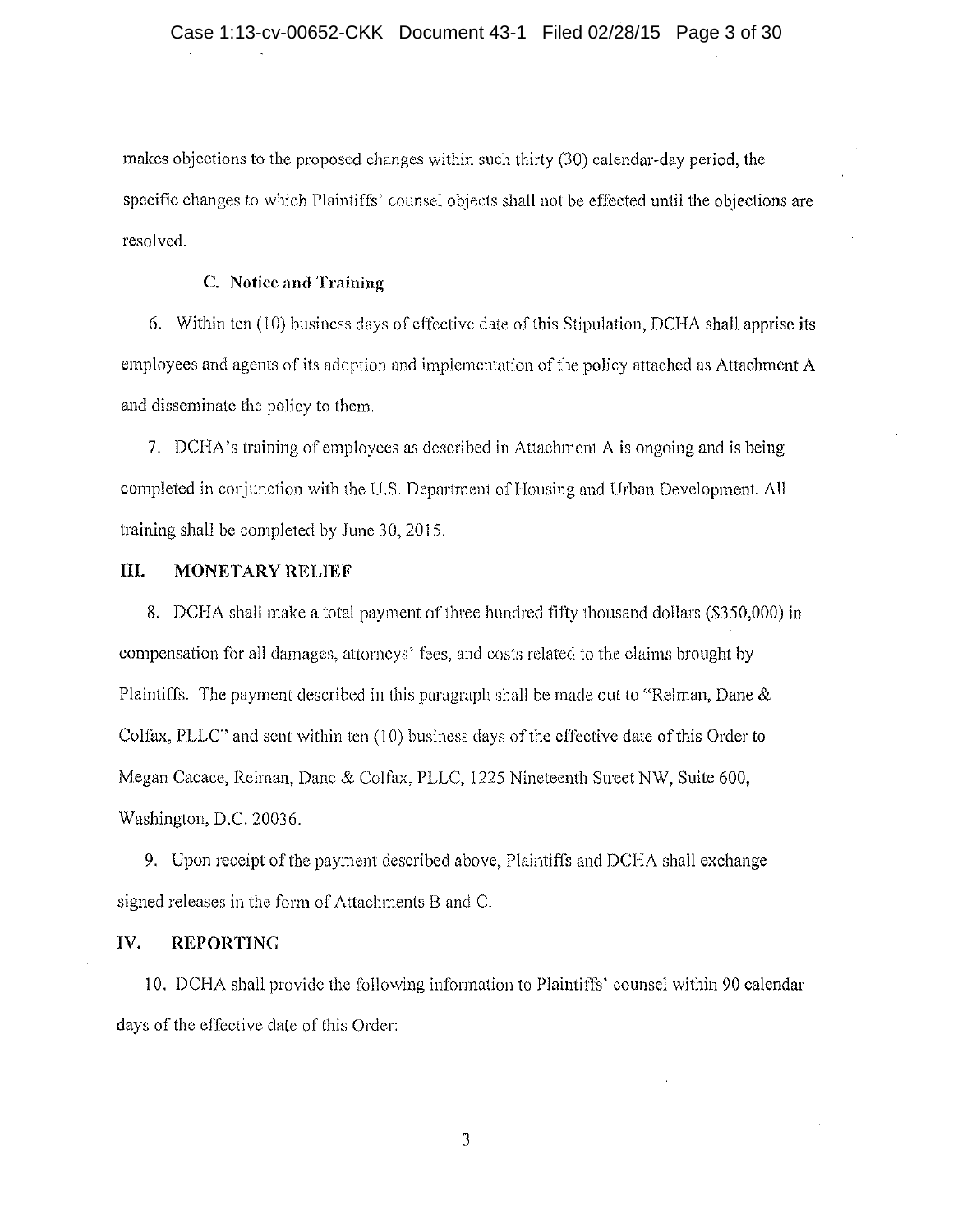makes objections to the proposed changes within such thirty (30) calendar-day period, the specific changes to which Plaintiffs' counsel objects shall not be effected until the objections are resolved.

### C. Notice and Training

6. Within ten (10) business days of effective date of this Stipulation, DCHA shall apprise its employees and agents of its adoption and implementation of the policy attached as Attachment A and disseminate the policy to them.

7. DCHA's training of employees as described in Attachment A is ongoing and is being completed in conjunction with the U.S. Department of Housing and Urban Development. All training shall be completed by June 30, 2015.

## III. MONETARY RELIEF

8. DCHA shall make a total payment of three hundred fifty thousand dollars ($350,000) in compensation for all damages, attorneys' fees, and costs related to the claims brought by Plaintiffs. The payment described in this paragraph shall be made out to "Relman, Dane & Colfax, PLLC" and sent within ten (10) business days of the effective date of this Order to Megan Cacace, Relman, Dane & Colfax, PLLC, 1225 Nineteenth Street NW, Suite 600, Washington, D.C. 20036.

9. Upon receipt of the payment described above, Plaintiffs and DCHA shall exchange signed releases in the form of Attachments B and C.

## IV. REPORTING

10. DCHA shall provide the following information to Plaintiffs' counsel within 90 calendar days of the effective date of this Order: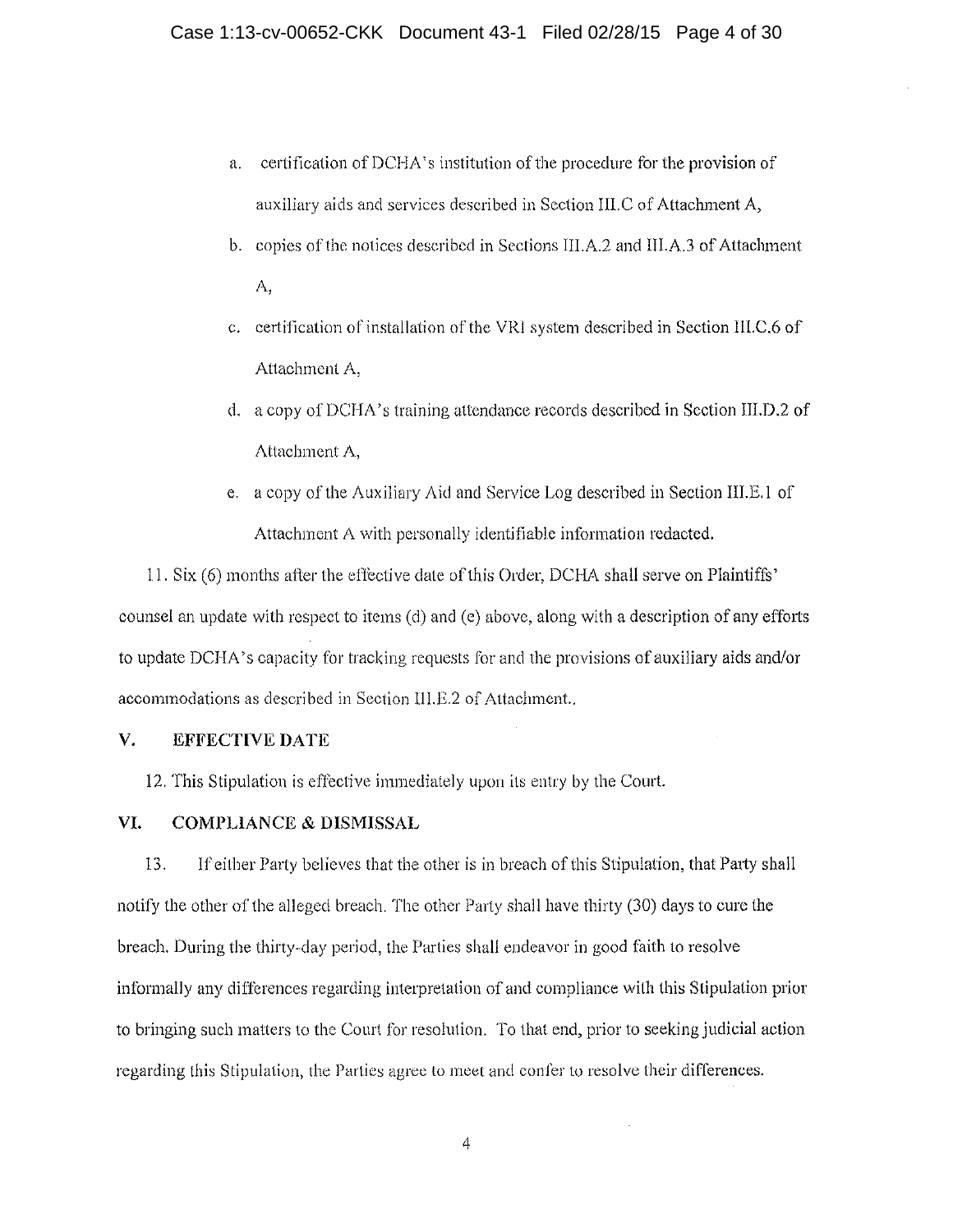a. certification of DCHA's institution of the procedure for the provision of auxiliary aids and services described in Section III.C of Attachment A,

b. copies of the notices described in Sections III.A.2 and III.A.3 of Attachment A,

c. certification of installation of the VRI system described in Section III.C.6 of Attachment A,

d. a copy of DCHA's training attendance records described in Section III.D.2 of Attachment A,

e. a copy of the Auxiliary Aid and Service Log described in Section III.E.1 of Attachment A with personally identifiable information redacted.

11. Six (6) months after the effective date of this Order, DCHA shall serve on Plaintiffs' counsel an update with respect to items (d) and (e) above, along with a description of any efforts to update DCHA's capacity for tracking requests for and the provisions of auxiliary aids and/or accommodations as described in Section III.E.2 of Attachment..

## V. EFFECTIVE DATE

12. This Stipulation is effective immediately upon its entry by the Court.

## VI. COMPLIANCE & DISMISSAL

13. If either Party believes that the other is in breach of this Stipulation, that Party shall notify the other of the alleged breach. The other Party shall have thirty (30) days to cure the breach. During the thirty-day period, the Parties shall endeavor in good faith to resolve informally any differences regarding interpretation of and compliance with this Stipulation prior to bringing such matters to the Court for resolution. To that end, prior to seeking judicial action regarding this Stipulation, the Parties agree to meet and confer to resolve their differences.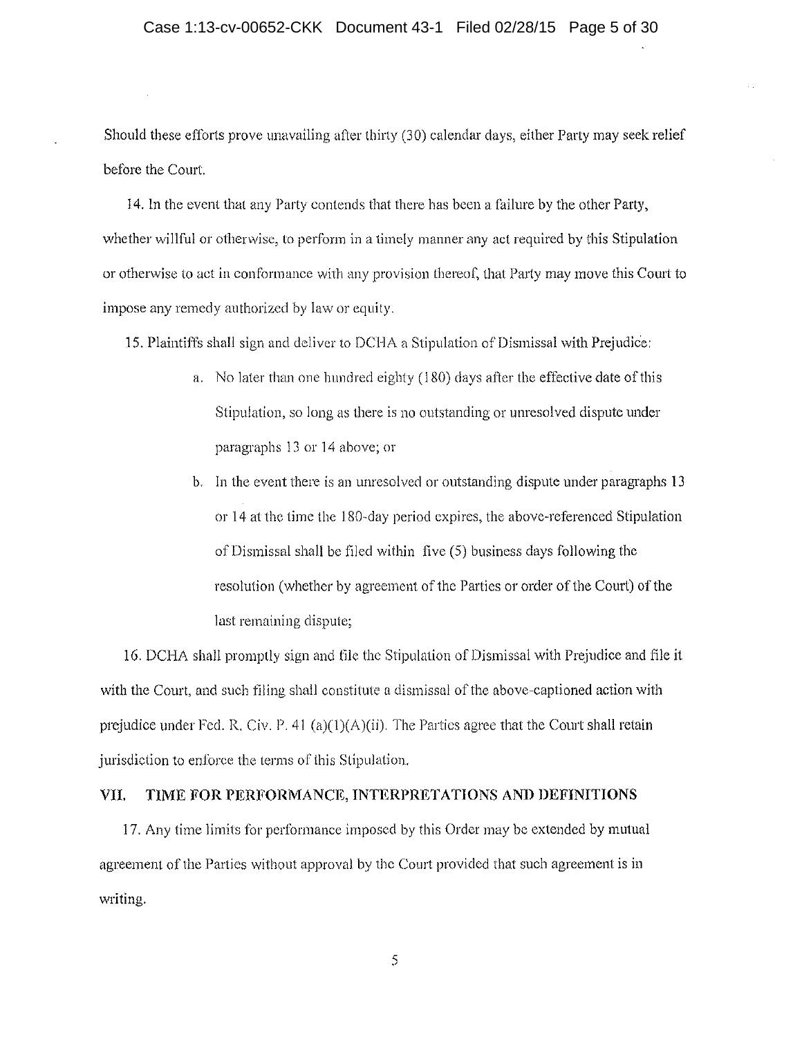Should these efforts prove unavailing after thirty (30) calendar days, either Party may seek relief before the Court.

14. In the event that any Party contends that there has been a failure by the other Party, whether willful or otherwise, to perform in a timely manner any act required by this Stipulation or otherwise to act in conformance with any provision thereof, that Party may move this Court to impose any remedy authorized by law or equity.

15. Plaintiffs shall sign and deliver to DCHA a Stipulation of Dismissal with Prejudice:

   a. No later than one hundred eighty (180) days after the effective date of this Stipulation, so long as there is no outstanding or unresolved dispute under paragraphs 13 or 14 above; or

   b. In the event there is an unresolved or outstanding dispute under paragraphs 13 or 14 at the time the 180-day period expires, the above-referenced Stipulation of Dismissal shall be filed within five (5) business days following the resolution (whether by agreement of the Parties or order of the Court) of the last remaining dispute;

16. DCHA shall promptly sign and file the Stipulation of Dismissal with Prejudice and file it with the Court, and such filing shall constitute a dismissal of the above-captioned action with prejudice under Fed. R. Civ. P. 41 (a)(1)(A)(ii). The Parties agree that the Court shall retain jurisdiction to enforce the terms of this Stipulation.

## VII. TIME FOR PERFORMANCE, INTERPRETATIONS AND DEFINITIONS

17. Any time limits for performance imposed by this Order may be extended by mutual agreement of the Parties without approval by the Court provided that such agreement is in writing.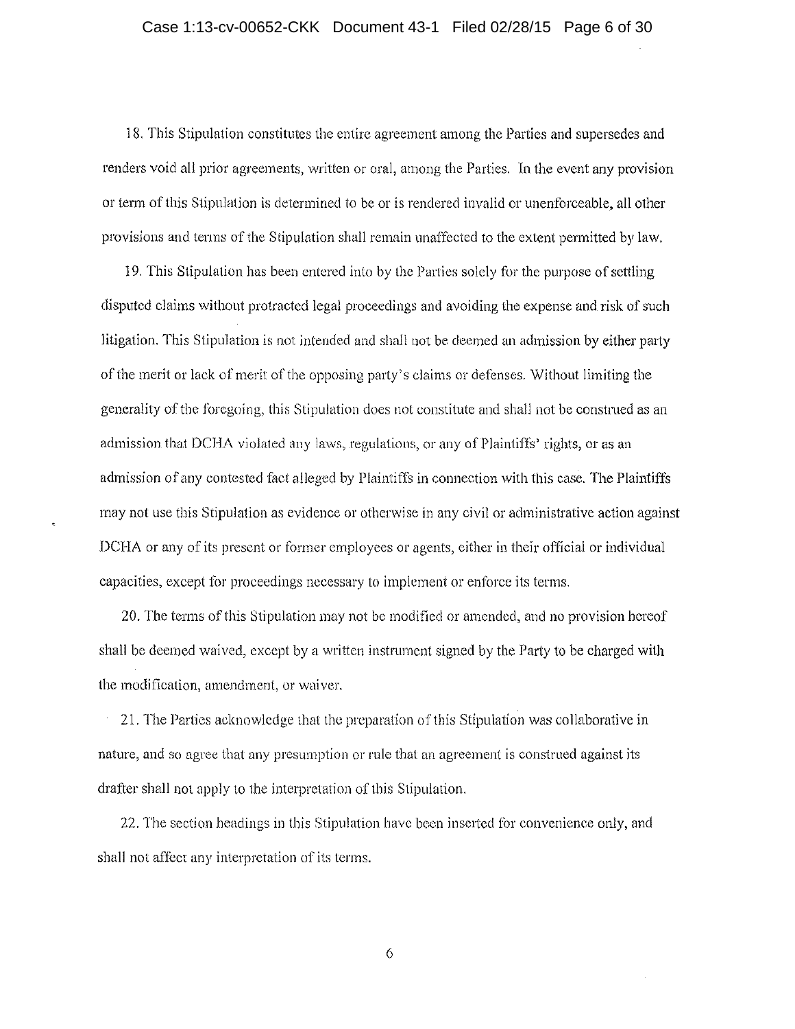18. This Stipulation constitutes the entire agreement among the Parties and supersedes and renders void all prior agreements, written or oral, among the Parties. In the event any provision or term of this Stipulation is determined to be or is rendered invalid or unenforceable, all other provisions and terms of the Stipulation shall remain unaffected to the extent permitted by law.

19. This Stipulation has been entered into by the Parties solely for the purpose of settling disputed claims without protracted legal proceedings and avoiding the expense and risk of such litigation. This Stipulation is not intended and shall not be deemed an admission by either party of the merit or lack of merit of the opposing party's claims or defenses. Without limiting the generality of the foregoing, this Stipulation does not constitute and shall not be construed as an admission that DCHA violated any laws, regulations, or any of Plaintiffs' rights, or as an admission of any contested fact alleged by Plaintiffs in connection with this case. The Plaintiffs may not use this Stipulation as evidence or otherwise in any civil or administrative action against DCHA or any of its present or former employees or agents, either in their official or individual capacities, except for proceedings necessary to implement or enforce its terms.

20. The terms of this Stipulation may not be modified or amended, and no provision hereof shall be deemed waived, except by a written instrument signed by the Party to be charged with the modification, amendment, or waiver.

21. The Parties acknowledge that the preparation of this Stipulation was collaborative in nature, and so agree that any presumption or rule that an agreement is construed against its drafter shall not apply to the interpretation of this Stipulation.

22. The section headings in this Stipulation have been inserted for convenience only, and shall not affect any interpretation of its terms.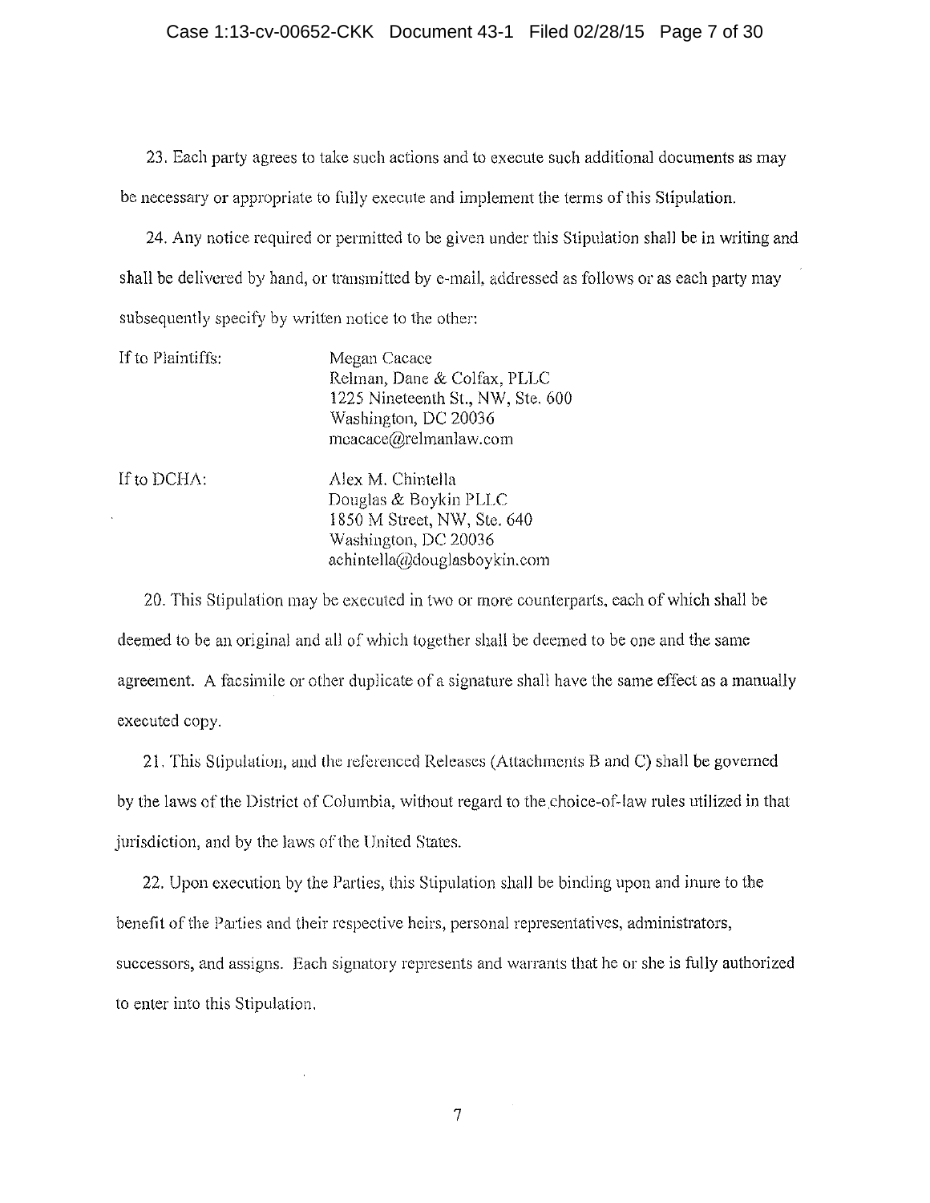23. Each party agrees to take such actions and to execute such additional documents as may be necessary or appropriate to fully execute and implement the terms of this Stipulation.

24. Any notice required or permitted to be given under this Stipulation shall be in writing and shall be delivered by hand, or transmitted by e-mail, addressed as follows or as each party may subsequently specify by written notice to the other:

If to Plaintiffs:

Megan Cacace
Relman, Dane & Colfax, PLLC
1225 Nineteenth St., NW, Ste. 600
Washington, DC 20036
mcacace@relmanlaw.com

If to DCHA:

Alex M. Chintella
Douglas & Boykin PLLC
1850 M Street, NW, Ste. 640
Washington, DC 20036
achintella@douglasboykin.com

20. This Stipulation may be executed in two or more counterparts, each of which shall be deemed to be an original and all of which together shall be deemed to be one and the same agreement. A facsimile or other duplicate of a signature shall have the same effect as a manually executed copy.

21. This Stipulation, and the referenced Releases (Attachments B and C) shall be governed by the laws of the District of Columbia, without regard to the choice-of-law rules utilized in that jurisdiction, and by the laws of the United States.

22. Upon execution by the Parties, this Stipulation shall be binding upon and inure to the benefit of the Parties and their respective heirs, personal representatives, administrators, successors, and assigns. Each signatory represents and warrants that he or she is fully authorized to enter into this Stipulation.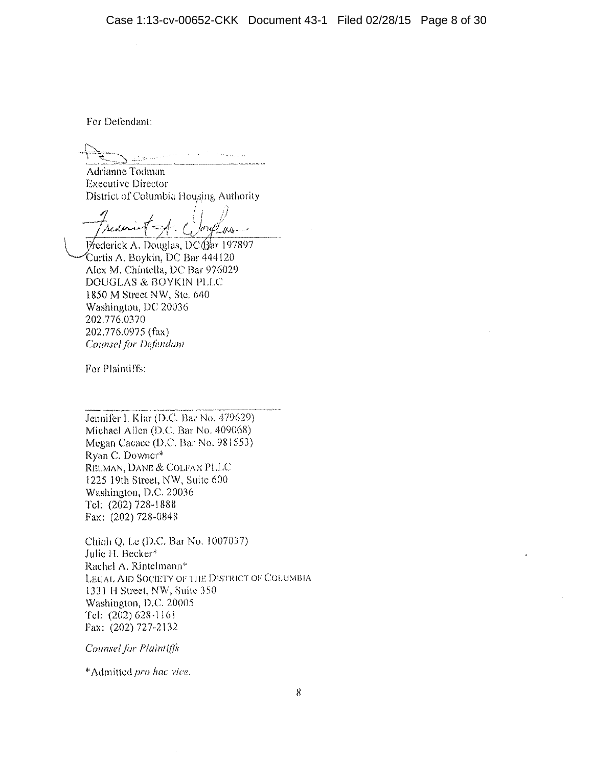For Defendant:

\_\_\_\_\_\_\_\_\_\_\_\_\_\_\_\_\_\_\_\_\_\_\_\_\_\_\_\_\_\_\_\_

Adrianne Todman
Executive Director
District of Columbia Housing Authority

\_\_\_\_\_\_\_\_\_\_\_\_\_\_\_\_\_\_\_\_\_\_\_\_\_\_\_\_\_\_\_\_

Frederick A. Douglas, DC Bar 197897
Curtis A. Boykin, DC Bar 444120
Alex M. Chintella, DC Bar 976029
DOUGLAS & BOYKIN PLLC
1850 M Street NW, Ste. 640
Washington, DC 20036
202.776.0370
202.776.0975 (fax)
*Counsel for Defendant*

For Plaintiffs:

\_\_\_\_\_\_\_\_\_\_\_\_\_\_\_\_\_\_\_\_\_\_\_\_\_\_\_\_\_\_\_\_

Jennifer I. Klar (D.C. Bar No. 479629)
Michael Allen (D.C. Bar No. 409068)
Megan Cacace (D.C. Bar No. 981553)
Ryan C. Downer*
RELMAN, DANE & COLFAX PLLC
1225 19th Street, NW, Suite 600
Washington, D.C. 20036
Tel: (202) 728-1888
Fax: (202) 728-0848

Chinh Q. Le (D.C. Bar No. 1007037)
Julie H. Becker*
Rachel A. Rintelmann*
LEGAL AID SOCIETY OF THE DISTRICT OF COLUMBIA
1331 H Street, NW, Suite 350
Washington, D.C. 20005
Tel: (202) 628-1161
Fax: (202) 727-2132

*Counsel for Plaintiffs*

*Admitted *pro hac vice*.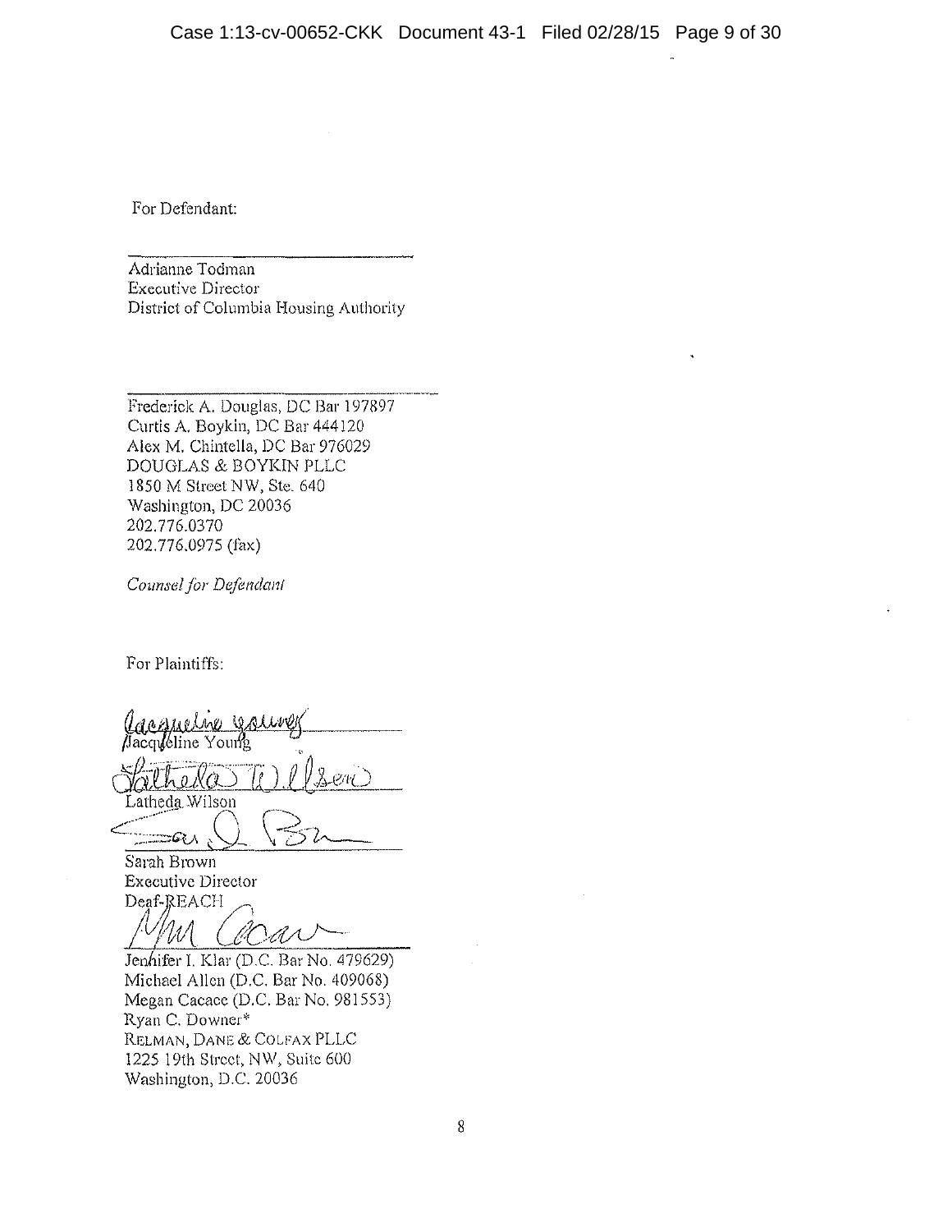For Defendant:

\_\_\_\_\_\_\_\_\_\_\_\_\_\_\_\_\_\_\_\_\_\_\_\_\_\_\_\_\_\_\_\_

Adrianne Todman
Executive Director
District of Columbia Housing Authority

\_\_\_\_\_\_\_\_\_\_\_\_\_\_\_\_\_\_\_\_\_\_\_\_\_\_\_\_\_\_\_\_

Frederick A. Douglas, DC Bar 197897
Curtis A. Boykin, DC Bar 444120
Alex M. Chintella, DC Bar 976029
DOUGLAS & BOYKIN PLLC
1850 M Street NW, Ste. 640
Washington, DC 20036
202.776.0370
202.776.0975 (fax)

*Counsel for Defendant*

For Plaintiffs:

Jacqueline Young

Latheda Wilson

Sarah Brown
Executive Director
Deaf-REACH

Jennifer I. Klar (D.C. Bar No. 479629)
Michael Allen (D.C. Bar No. 409068)
Megan Cacace (D.C. Bar No. 981553)
Ryan C. Downer*
RELMAN, DANE & COLFAX PLLC
1225 19th Street, NW, Suite 600
Washington, D.C. 20036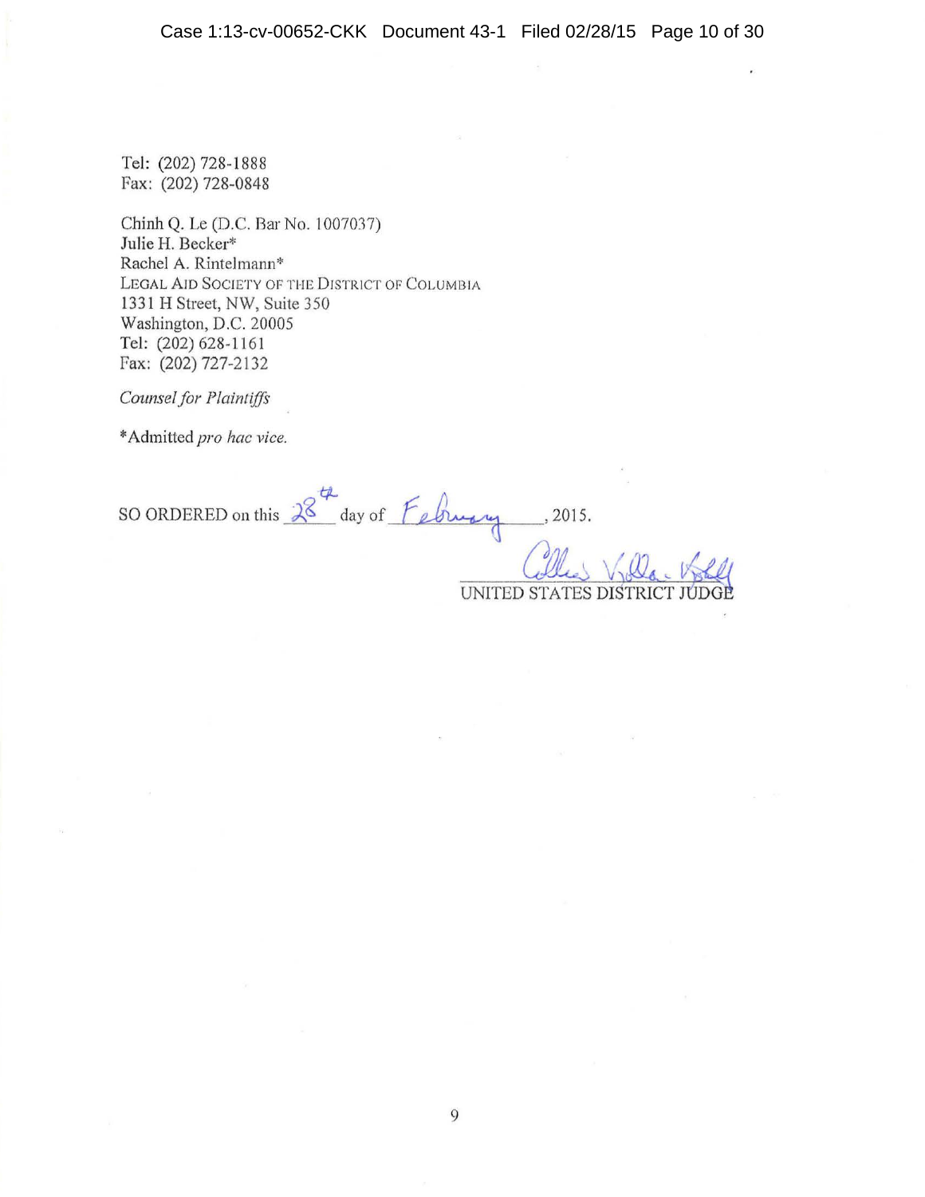Tel: (202) 728-1888
Fax: (202) 728-0848

Chinh Q. Le (D.C. Bar No. 1007037)
Julie H. Becker*
Rachel A. Rintelmann*
LEGAL AID SOCIETY OF THE DISTRICT OF COLUMBIA
1331 H Street, NW, Suite 350
Washington, D.C. 20005
Tel: (202) 628-1161
Fax: (202) 727-2132

*Counsel for Plaintiffs*

*Admitted *pro hac vice.*

SO ORDERED on this 28th day of February, 2015.

Colleen Kollar-Kotelly
UNITED STATES DISTRICT JUDGE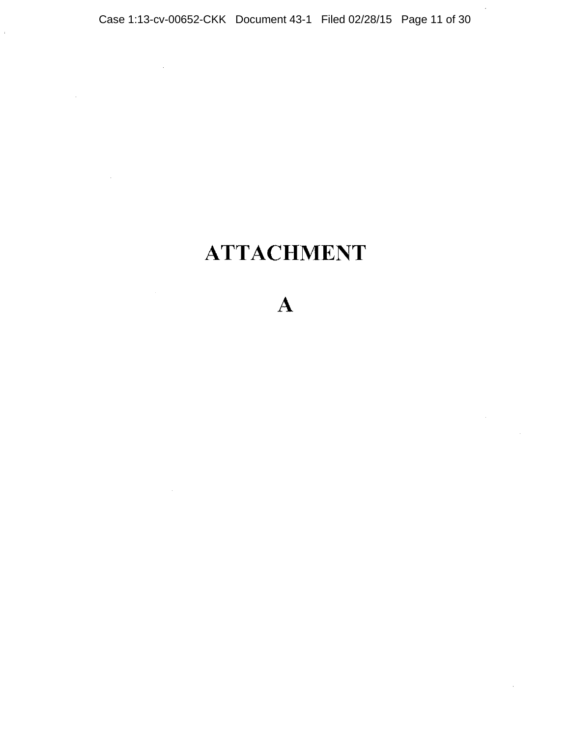# ATTACHMENT

# A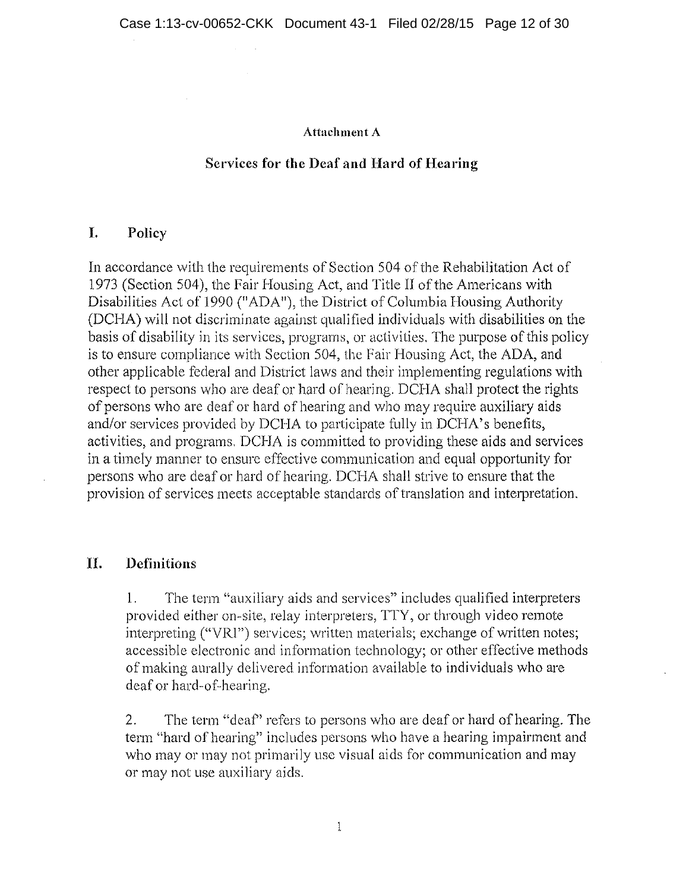Attachment A

## Services for the Deaf and Hard of Hearing

## I. Policy

In accordance with the requirements of Section 504 of the Rehabilitation Act of 1973 (Section 504), the Fair Housing Act, and Title II of the Americans with Disabilities Act of 1990 ("ADA"), the District of Columbia Housing Authority (DCHA) will not discriminate against qualified individuals with disabilities on the basis of disability in its services, programs, or activities. The purpose of this policy is to ensure compliance with Section 504, the Fair Housing Act, the ADA, and other applicable federal and District laws and their implementing regulations with respect to persons who are deaf or hard of hearing. DCHA shall protect the rights of persons who are deaf or hard of hearing and who may require auxiliary aids and/or services provided by DCHA to participate fully in DCHA's benefits, activities, and programs. DCHA is committed to providing these aids and services in a timely manner to ensure effective communication and equal opportunity for persons who are deaf or hard of hearing. DCHA shall strive to ensure that the provision of services meets acceptable standards of translation and interpretation.

## II. Definitions

1. The term "auxiliary aids and services" includes qualified interpreters provided either on-site, relay interpreters, TTY, or through video remote interpreting ("VRI") services; written materials; exchange of written notes; accessible electronic and information technology; or other effective methods of making aurally delivered information available to individuals who are deaf or hard-of-hearing.

2. The term "deaf" refers to persons who are deaf or hard of hearing. The term "hard of hearing" includes persons who have a hearing impairment and who may or may not primarily use visual aids for communication and may or may not use auxiliary aids.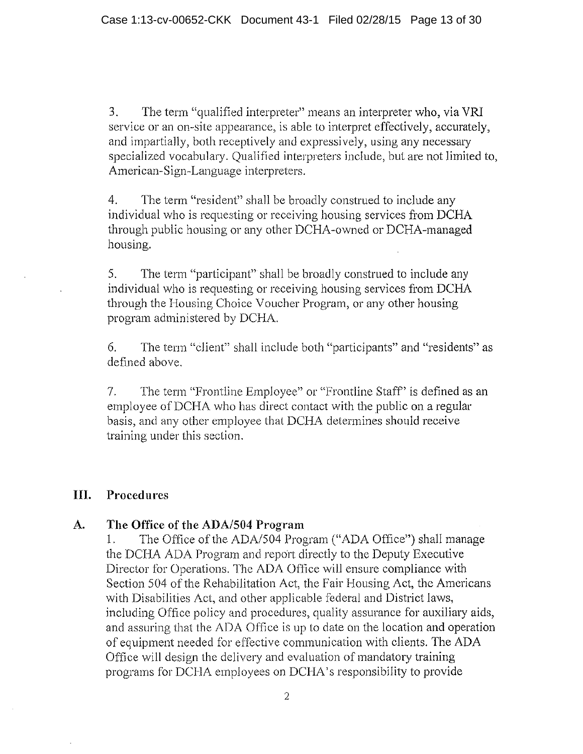3. The term "qualified interpreter" means an interpreter who, via VRI service or an on-site appearance, is able to interpret effectively, accurately, and impartially, both receptively and expressively, using any necessary specialized vocabulary. Qualified interpreters include, but are not limited to, American-Sign-Language interpreters.

4. The term "resident" shall be broadly construed to include any individual who is requesting or receiving housing services from DCHA through public housing or any other DCHA-owned or DCHA-managed housing.

5. The term "participant" shall be broadly construed to include any individual who is requesting or receiving housing services from DCHA through the Housing Choice Voucher Program, or any other housing program administered by DCHA.

6. The term "client" shall include both "participants" and "residents" as defined above.

7. The term "Frontline Employee" or "Frontline Staff" is defined as an employee of DCHA who has direct contact with the public on a regular basis, and any other employee that DCHA determines should receive training under this section.

## III. Procedures

### A. The Office of the ADA/504 Program

1. The Office of the ADA/504 Program ("ADA Office") shall manage the DCHA ADA Program and report directly to the Deputy Executive Director for Operations. The ADA Office will ensure compliance with Section 504 of the Rehabilitation Act, the Fair Housing Act, the Americans with Disabilities Act, and other applicable federal and District laws, including Office policy and procedures, quality assurance for auxiliary aids, and assuring that the ADA Office is up to date on the location and operation of equipment needed for effective communication with clients. The ADA Office will design the delivery and evaluation of mandatory training programs for DCHA employees on DCHA's responsibility to provide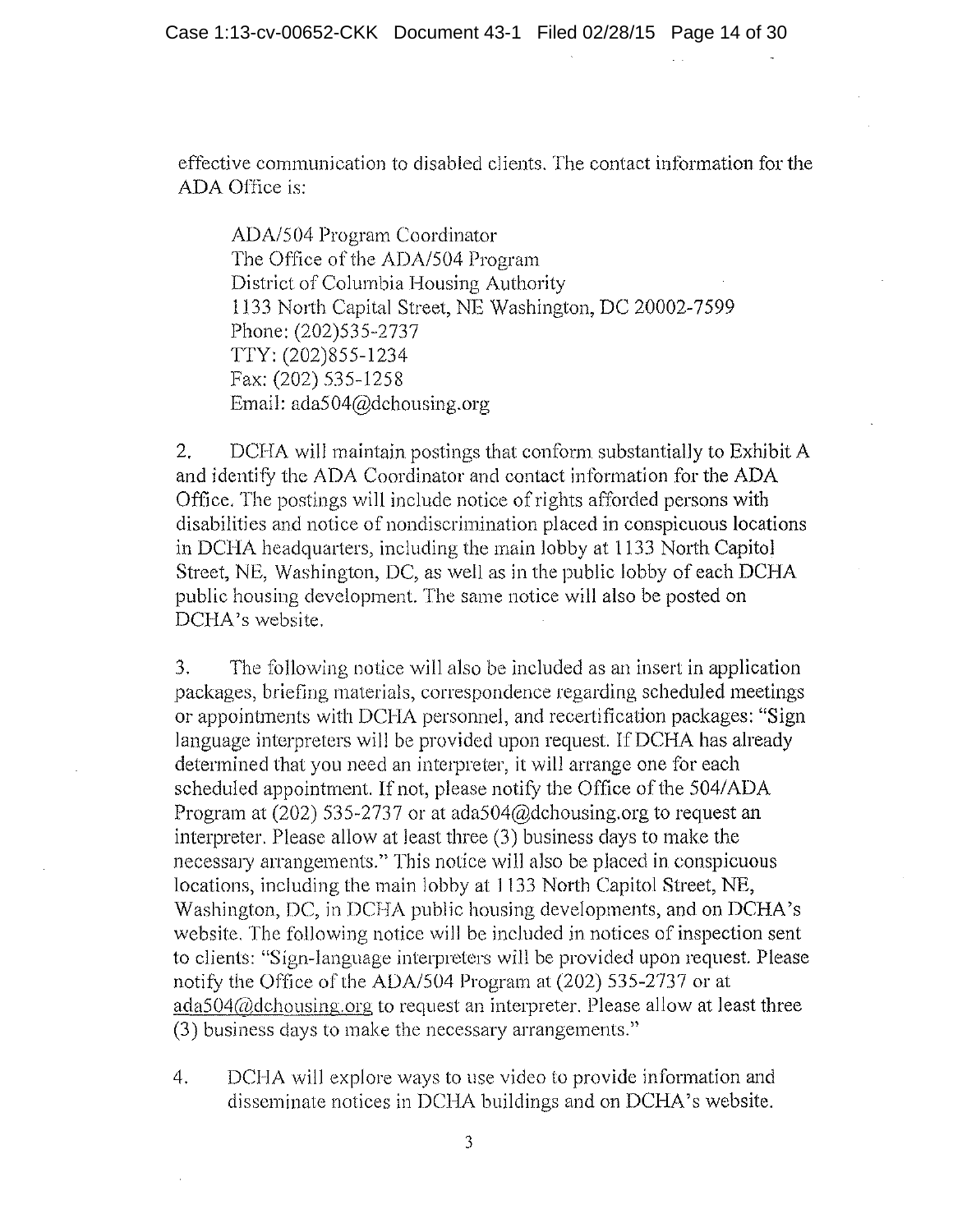effective communication to disabled clients. The contact information for the ADA Office is:

> ADA/504 Program Coordinator
> The Office of the ADA/504 Program
> District of Columbia Housing Authority
> 1133 North Capital Street, NE Washington, DC 20002-7599
> Phone: (202)535-2737
> TTY: (202)855-1234
> Fax: (202) 535-1258
> Email: ada504@dchousing.org

2. DCHA will maintain postings that conform substantially to Exhibit A and identify the ADA Coordinator and contact information for the ADA Office. The postings will include notice of rights afforded persons with disabilities and notice of nondiscrimination placed in conspicuous locations in DCHA headquarters, including the main lobby at 1133 North Capitol Street, NE, Washington, DC, as well as in the public lobby of each DCHA public housing development. The same notice will also be posted on DCHA's website.

3. The following notice will also be included as an insert in application packages, briefing materials, correspondence regarding scheduled meetings or appointments with DCHA personnel, and recertification packages: "Sign language interpreters will be provided upon request. If DCHA has already determined that you need an interpreter, it will arrange one for each scheduled appointment. If not, please notify the Office of the 504/ADA Program at (202) 535-2737 or at ada504@dchousing.org to request an interpreter. Please allow at least three (3) business days to make the necessary arrangements." This notice will also be placed in conspicuous locations, including the main lobby at 1133 North Capitol Street, NE, Washington, DC, in DCHA public housing developments, and on DCHA's website. The following notice will be included in notices of inspection sent to clients: "Sign-language interpreters will be provided upon request. Please notify the Office of the ADA/504 Program at (202) 535-2737 or at ada504@dchousing.org to request an interpreter. Please allow at least three (3) business days to make the necessary arrangements."

4. DCHA will explore ways to use video to provide information and disseminate notices in DCHA buildings and on DCHA's website.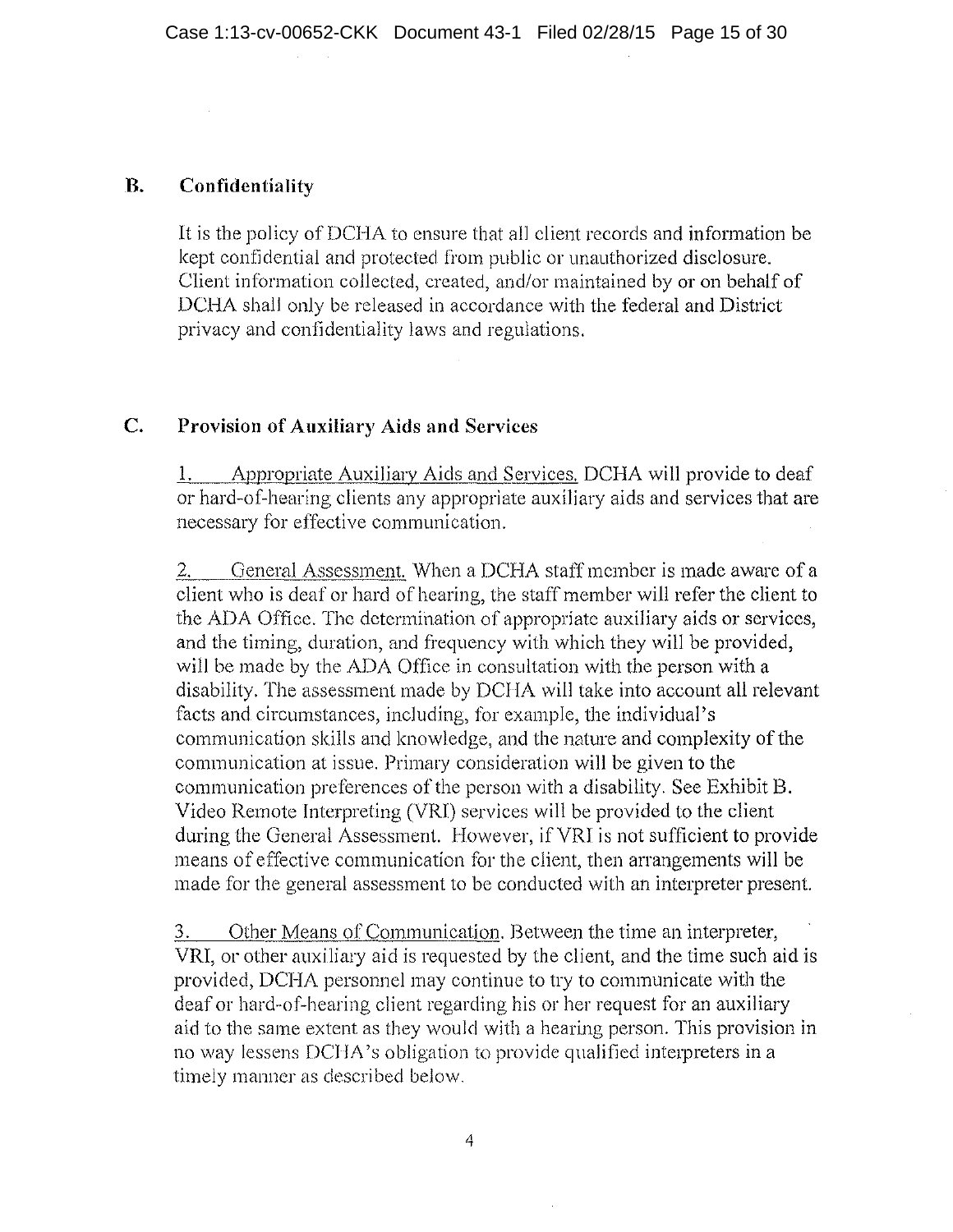## B. Confidentiality

It is the policy of DCHA to ensure that all client records and information be kept confidential and protected from public or unauthorized disclosure. Client information collected, created, and/or maintained by or on behalf of DCHA shall only be released in accordance with the federal and District privacy and confidentiality laws and regulations.

## C. Provision of Auxiliary Aids and Services

1. Appropriate Auxiliary Aids and Services. DCHA will provide to deaf or hard-of-hearing clients any appropriate auxiliary aids and services that are necessary for effective communication.

2. General Assessment. When a DCHA staff member is made aware of a client who is deaf or hard of hearing, the staff member will refer the client to the ADA Office. The determination of appropriate auxiliary aids or services, and the timing, duration, and frequency with which they will be provided, will be made by the ADA Office in consultation with the person with a disability. The assessment made by DCHA will take into account all relevant facts and circumstances, including, for example, the individual's communication skills and knowledge, and the nature and complexity of the communication at issue. Primary consideration will be given to the communication preferences of the person with a disability. See Exhibit B. Video Remote Interpreting (VRI) services will be provided to the client during the General Assessment. However, if VRI is not sufficient to provide means of effective communication for the client, then arrangements will be made for the general assessment to be conducted with an interpreter present.

3. Other Means of Communication. Between the time an interpreter, VRI, or other auxiliary aid is requested by the client, and the time such aid is provided, DCHA personnel may continue to try to communicate with the deaf or hard-of-hearing client regarding his or her request for an auxiliary aid to the same extent as they would with a hearing person. This provision in no way lessens DCHA's obligation to provide qualified interpreters in a timely manner as described below.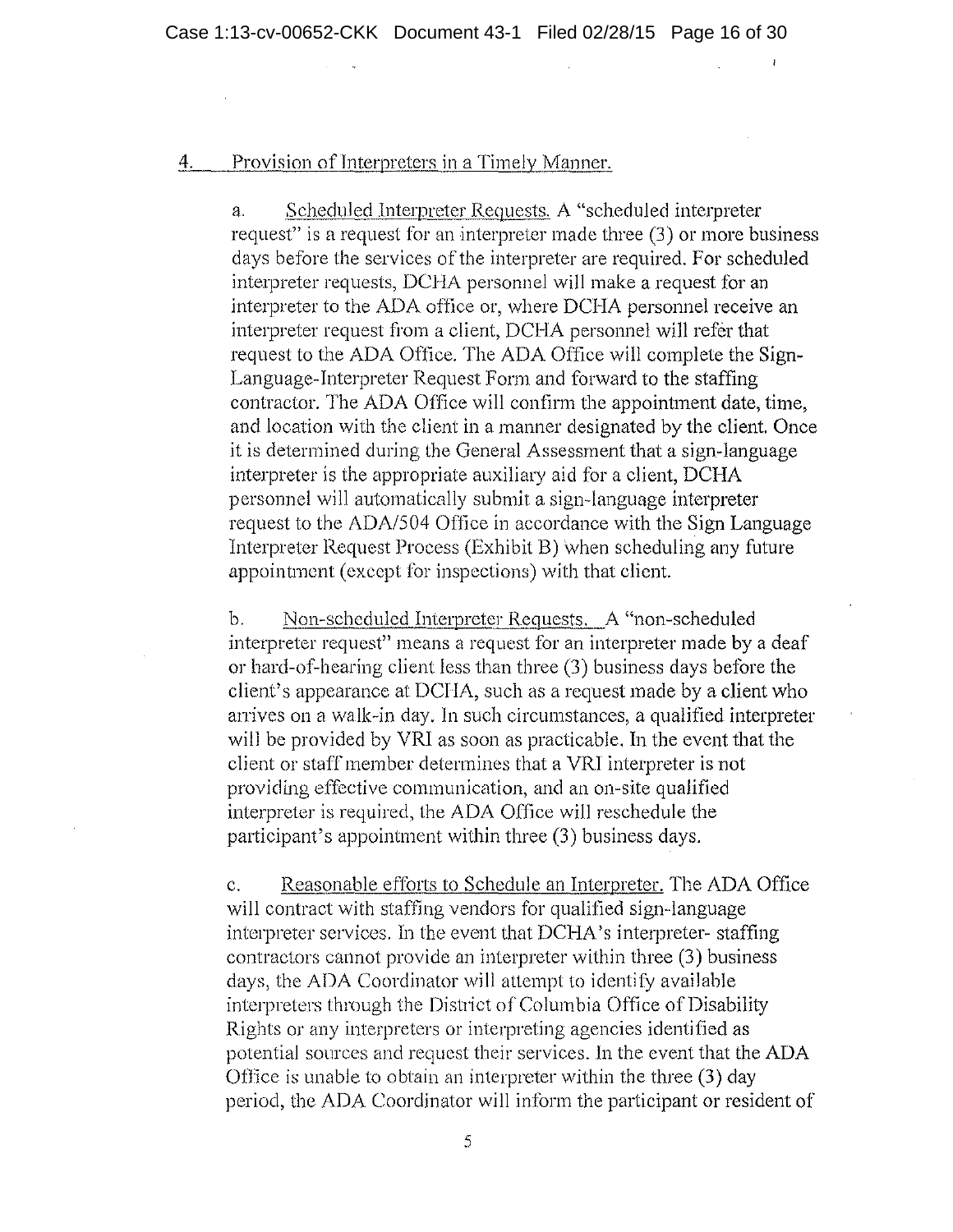4. Provision of Interpreters in a Timely Manner.

a. Scheduled Interpreter Requests. A "scheduled interpreter request" is a request for an interpreter made three (3) or more business days before the services of the interpreter are required. For scheduled interpreter requests, DCHA personnel will make a request for an interpreter to the ADA office or, where DCHA personnel receive an interpreter request from a client, DCHA personnel will refer that request to the ADA Office. The ADA Office will complete the Sign-Language-Interpreter Request Form and forward to the staffing contractor. The ADA Office will confirm the appointment date, time, and location with the client in a manner designated by the client. Once it is determined during the General Assessment that a sign-language interpreter is the appropriate auxiliary aid for a client, DCHA personnel will automatically submit a sign-language interpreter request to the ADA/504 Office in accordance with the Sign Language Interpreter Request Process (Exhibit B) when scheduling any future appointment (except for inspections) with that client.

b. Non-scheduled Interpreter Requests. A "non-scheduled interpreter request" means a request for an interpreter made by a deaf or hard-of-hearing client less than three (3) business days before the client's appearance at DCHA, such as a request made by a client who arrives on a walk-in day. In such circumstances, a qualified interpreter will be provided by VRI as soon as practicable. In the event that the client or staff member determines that a VRI interpreter is not providing effective communication, and an on-site qualified interpreter is required, the ADA Office will reschedule the participant's appointment within three (3) business days.

c. Reasonable efforts to Schedule an Interpreter. The ADA Office will contract with staffing vendors for qualified sign-language interpreter services. In the event that DCHA's interpreter- staffing contractors cannot provide an interpreter within three (3) business days, the ADA Coordinator will attempt to identify available interpreters through the District of Columbia Office of Disability Rights or any interpreters or interpreting agencies identified as potential sources and request their services. In the event that the ADA Office is unable to obtain an interpreter within the three (3) day period, the ADA Coordinator will inform the participant or resident of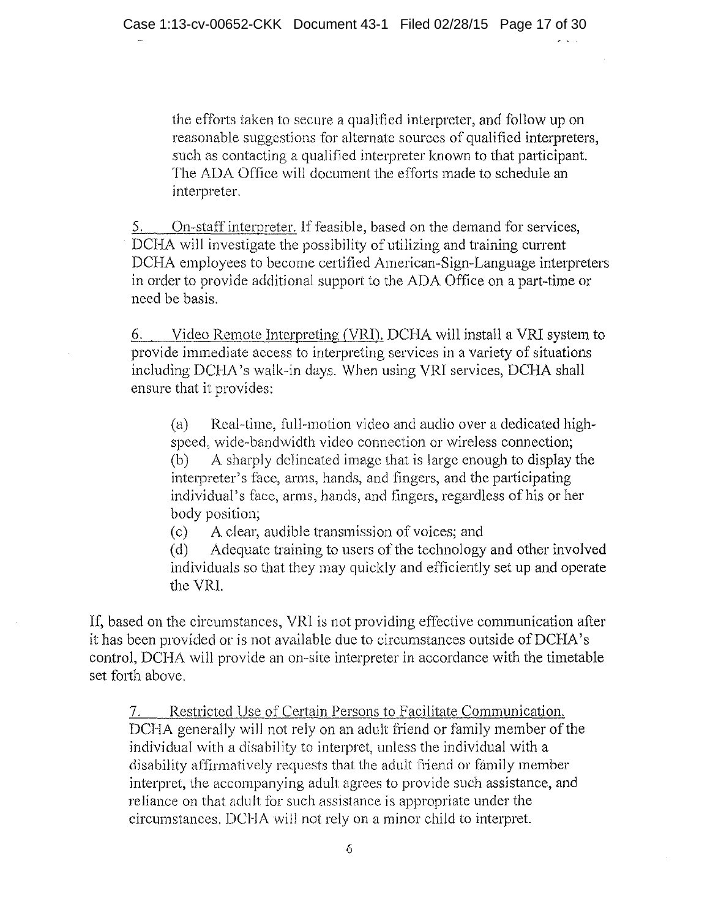the efforts taken to secure a qualified interpreter, and follow up on reasonable suggestions for alternate sources of qualified interpreters, such as contacting a qualified interpreter known to that participant. The ADA Office will document the efforts made to schedule an interpreter.

5. <u>On-staff interpreter.</u> If feasible, based on the demand for services, DCHA will investigate the possibility of utilizing and training current DCHA employees to become certified American-Sign-Language interpreters in order to provide additional support to the ADA Office on a part-time or need be basis.

6. <u>Video Remote Interpreting (VRI).</u> DCHA will install a VRI system to provide immediate access to interpreting services in a variety of situations including DCHA's walk-in days. When using VRI services, DCHA shall ensure that it provides:

(a) Real-time, full-motion video and audio over a dedicated high-speed, wide-bandwidth video connection or wireless connection;
(b) A sharply delineated image that is large enough to display the interpreter's face, arms, hands, and fingers, and the participating individual's face, arms, hands, and fingers, regardless of his or her body position;
(c) A clear, audible transmission of voices; and
(d) Adequate training to users of the technology and other involved individuals so that they may quickly and efficiently set up and operate the VRI.

If, based on the circumstances, VRI is not providing effective communication after it has been provided or is not available due to circumstances outside of DCHA's control, DCHA will provide an on-site interpreter in accordance with the timetable set forth above.

7. <u>Restricted Use of Certain Persons to Facilitate Communication.</u> DCHA generally will not rely on an adult friend or family member of the individual with a disability to interpret, unless the individual with a disability affirmatively requests that the adult friend or family member interpret, the accompanying adult agrees to provide such assistance, and reliance on that adult for such assistance is appropriate under the circumstances. DCHA will not rely on a minor child to interpret.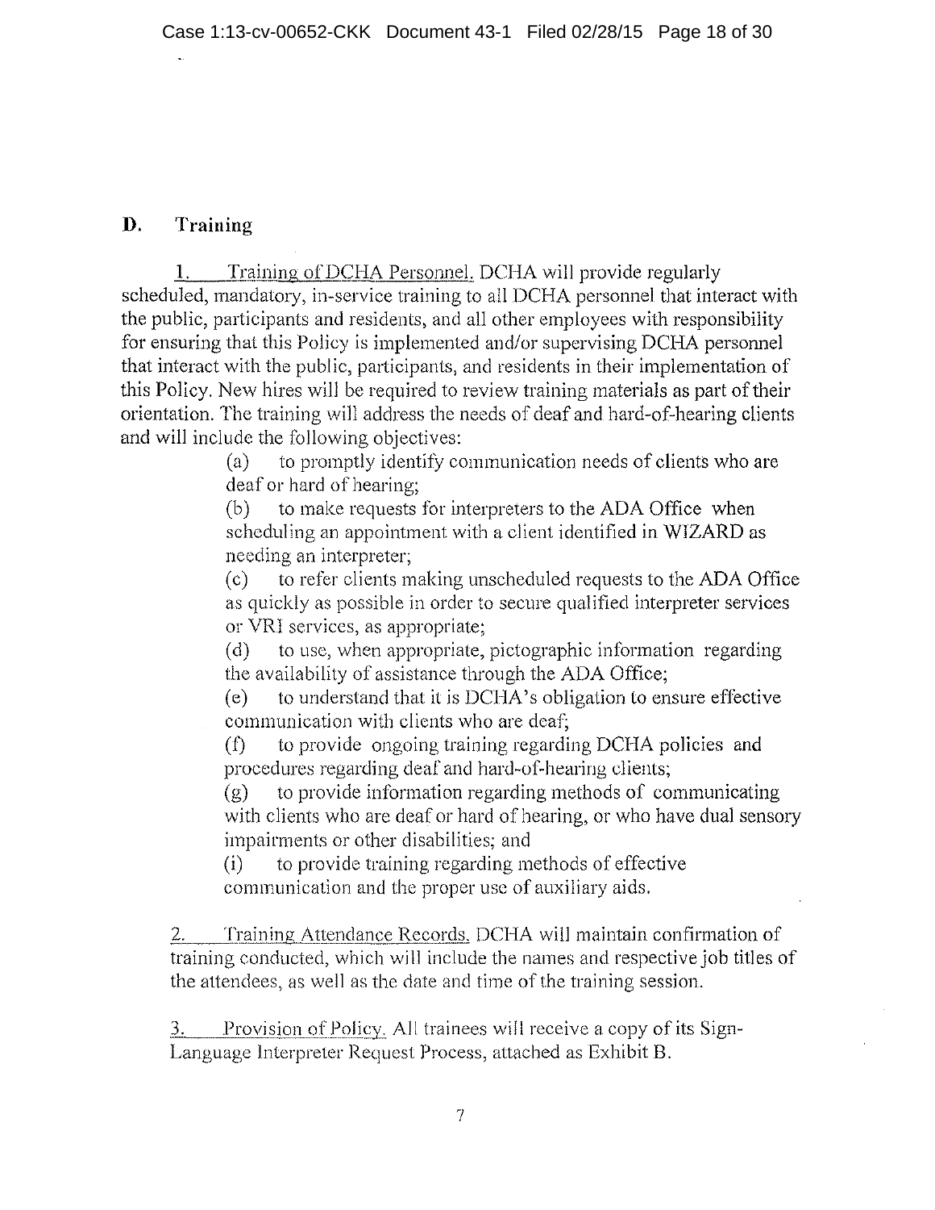## D. Training

1. Training of DCHA Personnel. DCHA will provide regularly scheduled, mandatory, in-service training to all DCHA personnel that interact with the public, participants and residents, and all other employees with responsibility for ensuring that this Policy is implemented and/or supervising DCHA personnel that interact with the public, participants, and residents in their implementation of this Policy. New hires will be required to review training materials as part of their orientation. The training will address the needs of deaf and hard-of-hearing clients and will include the following objectives:

   (a) to promptly identify communication needs of clients who are deaf or hard of hearing;

   (b) to make requests for interpreters to the ADA Office when scheduling an appointment with a client identified in WIZARD as needing an interpreter;

   (c) to refer clients making unscheduled requests to the ADA Office as quickly as possible in order to secure qualified interpreter services or VRI services, as appropriate;

   (d) to use, when appropriate, pictographic information regarding the availability of assistance through the ADA Office;

   (e) to understand that it is DCHA's obligation to ensure effective communication with clients who are deaf;

   (f) to provide ongoing training regarding DCHA policies and procedures regarding deaf and hard-of-hearing clients;

   (g) to provide information regarding methods of communicating with clients who are deaf or hard of hearing, or who have dual sensory impairments or other disabilities; and

   (i) to provide training regarding methods of effective communication and the proper use of auxiliary aids.

2. Training Attendance Records. DCHA will maintain confirmation of training conducted, which will include the names and respective job titles of the attendees, as well as the date and time of the training session.

3. Provision of Policy. All trainees will receive a copy of its Sign-Language Interpreter Request Process, attached as Exhibit B.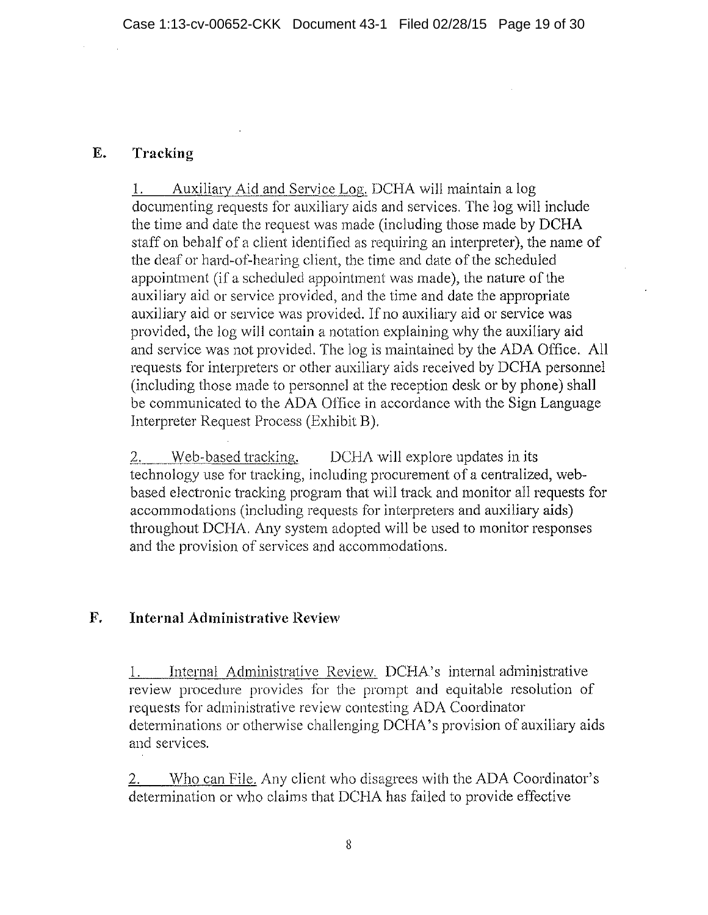## E. Tracking

1. <u>Auxiliary Aid and Service Log.</u> DCHA will maintain a log documenting requests for auxiliary aids and services. The log will include the time and date the request was made (including those made by DCHA staff on behalf of a client identified as requiring an interpreter), the name of the deaf or hard-of-hearing client, the time and date of the scheduled appointment (if a scheduled appointment was made), the nature of the auxiliary aid or service provided, and the time and date the appropriate auxiliary aid or service was provided. If no auxiliary aid or service was provided, the log will contain a notation explaining why the auxiliary aid and service was not provided. The log is maintained by the ADA Office. All requests for interpreters or other auxiliary aids received by DCHA personnel (including those made to personnel at the reception desk or by phone) shall be communicated to the ADA Office in accordance with the Sign Language Interpreter Request Process (Exhibit B).

2. <u>Web-based tracking.</u> DCHA will explore updates in its technology use for tracking, including procurement of a centralized, web-based electronic tracking program that will track and monitor all requests for accommodations (including requests for interpreters and auxiliary aids) throughout DCHA. Any system adopted will be used to monitor responses and the provision of services and accommodations.

## F. Internal Administrative Review

1. <u>Internal Administrative Review.</u> DCHA's internal administrative review procedure provides for the prompt and equitable resolution of requests for administrative review contesting ADA Coordinator determinations or otherwise challenging DCHA's provision of auxiliary aids and services.

2. <u>Who can File.</u> Any client who disagrees with the ADA Coordinator's determination or who claims that DCHA has failed to provide effective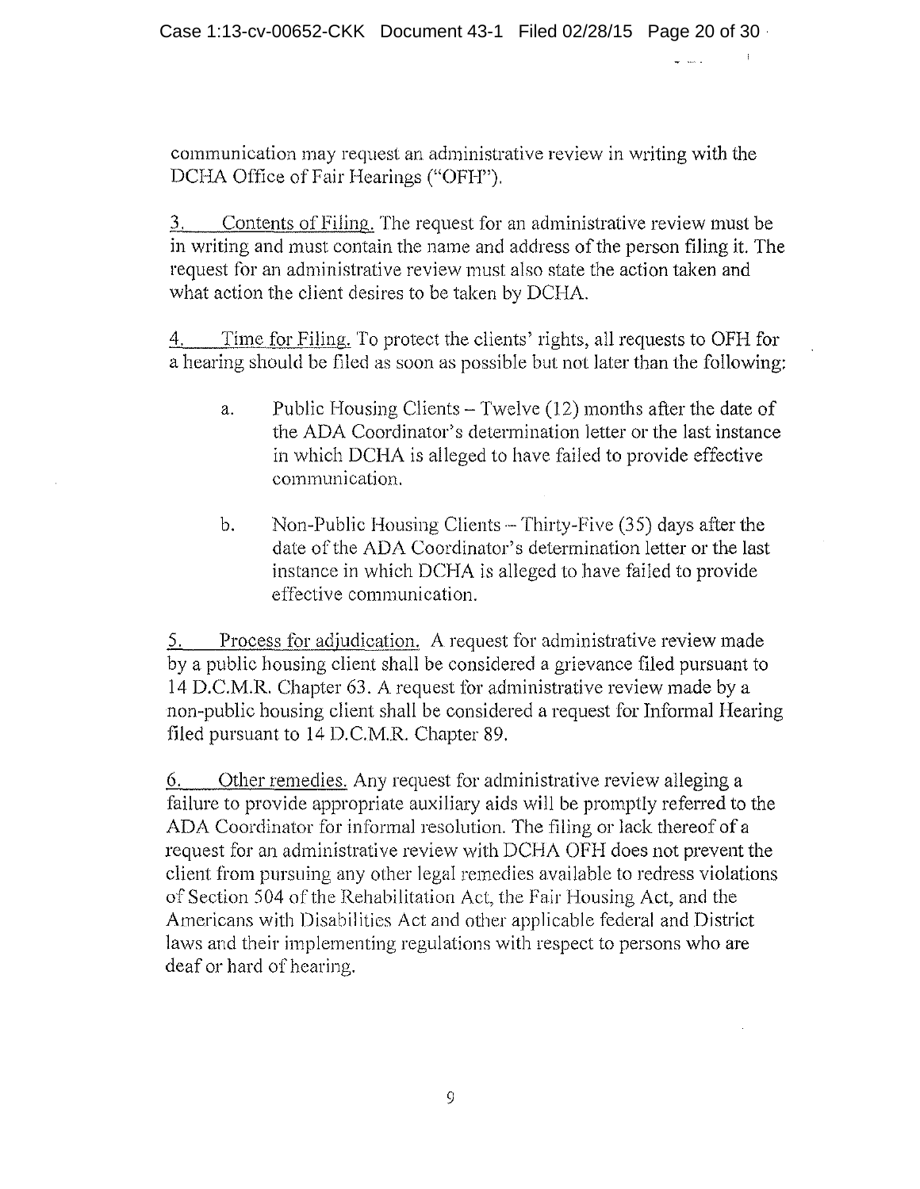communication may request an administrative review in writing with the DCHA Office of Fair Hearings ("OFH").

3. Contents of Filing. The request for an administrative review must be in writing and must contain the name and address of the person filing it. The request for an administrative review must also state the action taken and what action the client desires to be taken by DCHA.

4. Time for Filing. To protect the clients' rights, all requests to OFH for a hearing should be filed as soon as possible but not later than the following:

   a. Public Housing Clients – Twelve (12) months after the date of the ADA Coordinator's determination letter or the last instance in which DCHA is alleged to have failed to provide effective communication.

   b. Non-Public Housing Clients – Thirty-Five (35) days after the date of the ADA Coordinator's determination letter or the last instance in which DCHA is alleged to have failed to provide effective communication.

5. Process for adjudication. A request for administrative review made by a public housing client shall be considered a grievance filed pursuant to 14 D.C.M.R. Chapter 63. A request for administrative review made by a non-public housing client shall be considered a request for Informal Hearing filed pursuant to 14 D.C.M.R. Chapter 89.

6. Other remedies. Any request for administrative review alleging a failure to provide appropriate auxiliary aids will be promptly referred to the ADA Coordinator for informal resolution. The filing or lack thereof of a request for an administrative review with DCHA OFH does not prevent the client from pursuing any other legal remedies available to redress violations of Section 504 of the Rehabilitation Act, the Fair Housing Act, and the Americans with Disabilities Act and other applicable federal and District laws and their implementing regulations with respect to persons who are deaf or hard of hearing.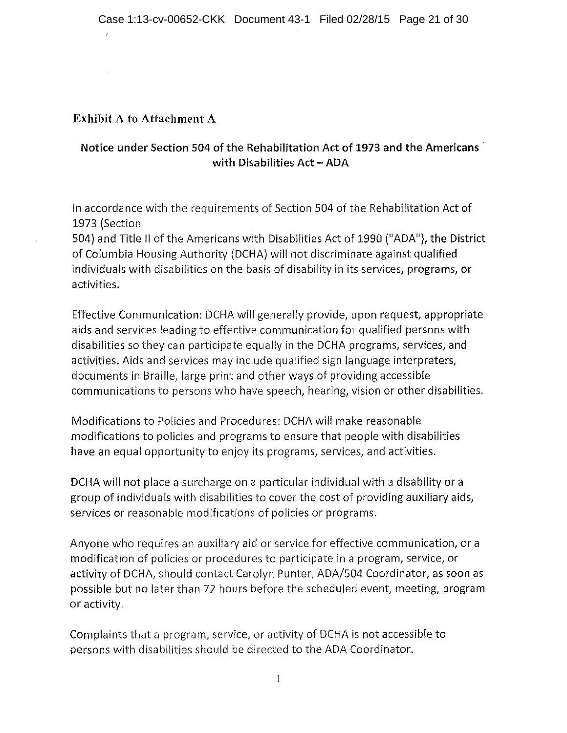**Exhibit A to Attachment A**

## Notice under Section 504 of the Rehabilitation Act of 1973 and the Americans with Disabilities Act – ADA

In accordance with the requirements of Section 504 of the Rehabilitation Act of 1973 (Section 504) and Title II of the Americans with Disabilities Act of 1990 ("ADA"), the District of Columbia Housing Authority (DCHA) will not discriminate against qualified individuals with disabilities on the basis of disability in its services, programs, or activities.

Effective Communication: DCHA will generally provide, upon request, appropriate aids and services leading to effective communication for qualified persons with disabilities so they can participate equally in the DCHA programs, services, and activities. Aids and services may include qualified sign language interpreters, documents in Braille, large print and other ways of providing accessible communications to persons who have speech, hearing, vision or other disabilities.

Modifications to Policies and Procedures: DCHA will make reasonable modifications to policies and programs to ensure that people with disabilities have an equal opportunity to enjoy its programs, services, and activities.

DCHA will not place a surcharge on a particular individual with a disability or a group of individuals with disabilities to cover the cost of providing auxiliary aids, services or reasonable modifications of policies or programs.

Anyone who requires an auxiliary aid or service for effective communication, or a modification of policies or procedures to participate in a program, service, or activity of DCHA, should contact Carolyn Punter, ADA/504 Coordinator, as soon as possible but no later than 72 hours before the scheduled event, meeting, program or activity.

Complaints that a program, service, or activity of DCHA is not accessible to persons with disabilities should be directed to the ADA Coordinator.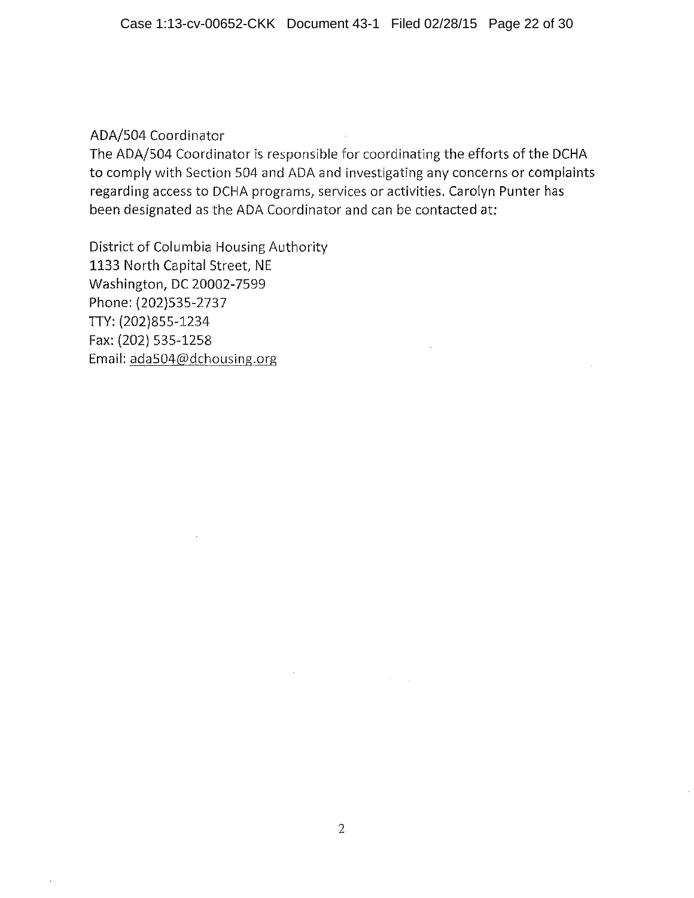## ADA/504 Coordinator

The ADA/504 Coordinator is responsible for coordinating the efforts of the DCHA to comply with Section 504 and ADA and investigating any concerns or complaints regarding access to DCHA programs, services or activities. Carolyn Punter has been designated as the ADA Coordinator and can be contacted at:

District of Columbia Housing Authority
1133 North Capital Street, NE
Washington, DC 20002-7599
Phone: (202)535-2737
TTY: (202)855-1234
Fax: (202) 535-1258
Email: ada504@dchousing.org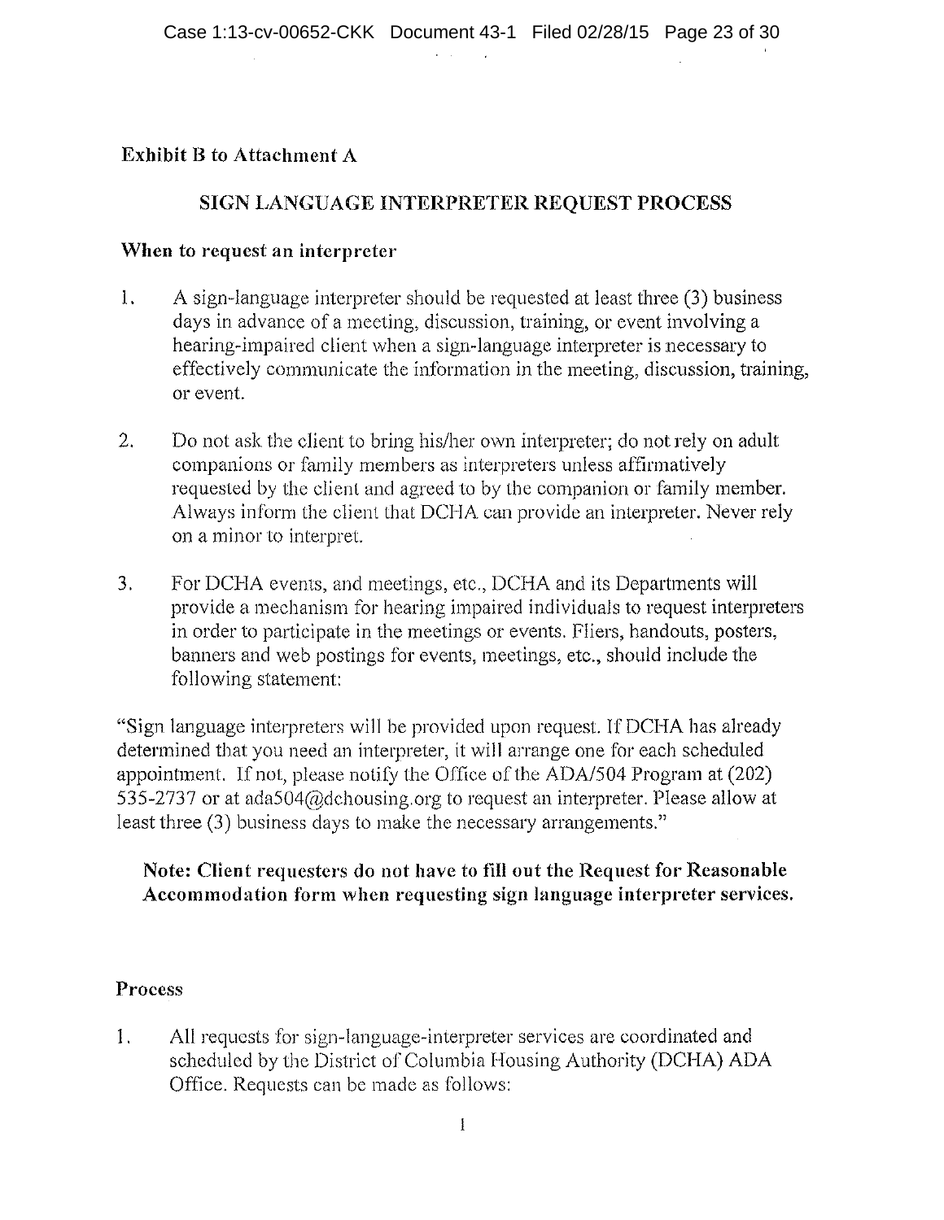**Exhibit B to Attachment A**

## SIGN LANGUAGE INTERPRETER REQUEST PROCESS

### When to request an interpreter

1. A sign-language interpreter should be requested at least three (3) business days in advance of a meeting, discussion, training, or event involving a hearing-impaired client when a sign-language interpreter is necessary to effectively communicate the information in the meeting, discussion, training, or event.

2. Do not ask the client to bring his/her own interpreter; do not rely on adult companions or family members as interpreters unless affirmatively requested by the client and agreed to by the companion or family member. Always inform the client that DCHA can provide an interpreter. Never rely on a minor to interpret.

3. For DCHA events, and meetings, etc., DCHA and its Departments will provide a mechanism for hearing impaired individuals to request interpreters in order to participate in the meetings or events. Fliers, handouts, posters, banners and web postings for events, meetings, etc., should include the following statement:

"Sign language interpreters will be provided upon request. If DCHA has already determined that you need an interpreter, it will arrange one for each scheduled appointment. If not, please notify the Office of the ADA/504 Program at (202) 535-2737 or at ada504@dchousing.org to request an interpreter. Please allow at least three (3) business days to make the necessary arrangements."

**Note: Client requesters do not have to fill out the Request for Reasonable Accommodation form when requesting sign language interpreter services.**

### Process

1. All requests for sign-language-interpreter services are coordinated and scheduled by the District of Columbia Housing Authority (DCHA) ADA Office. Requests can be made as follows: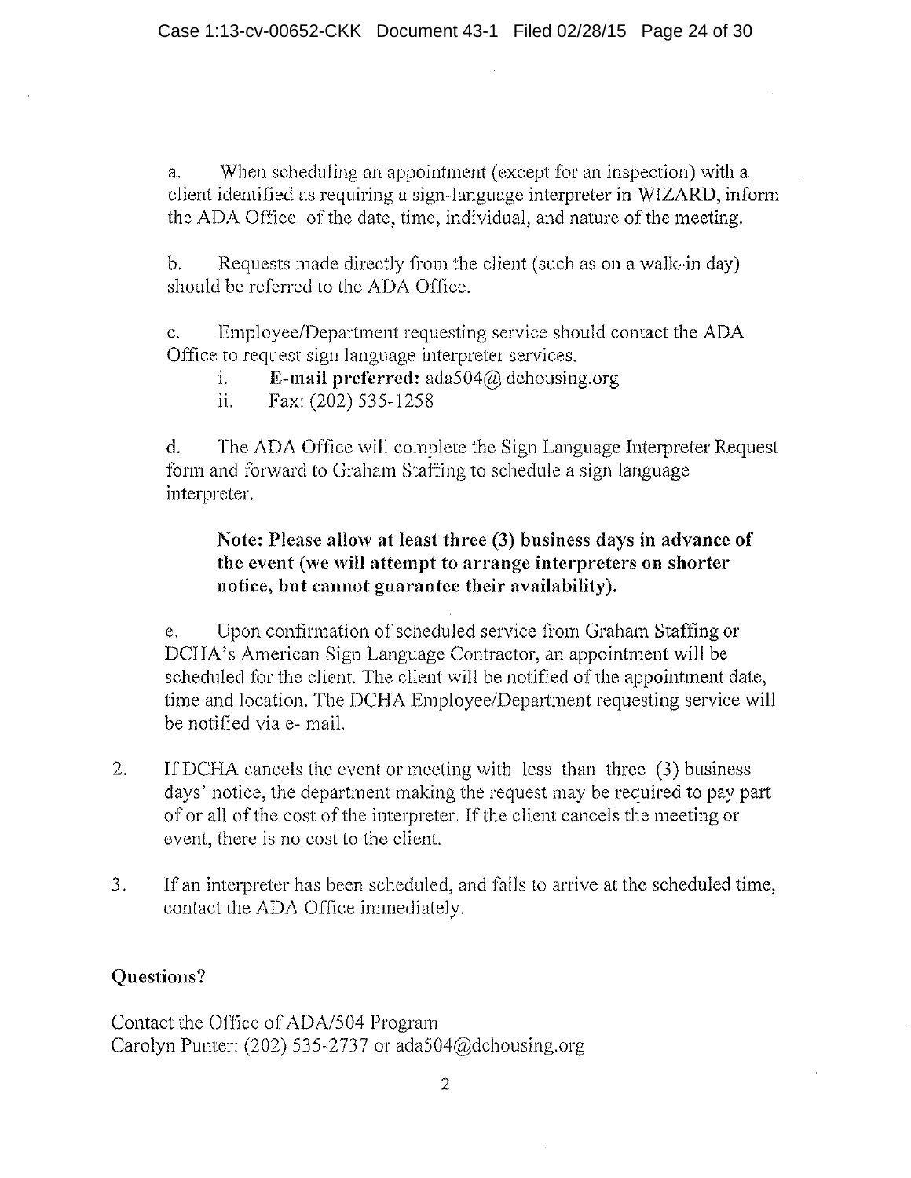a. When scheduling an appointment (except for an inspection) with a client identified as requiring a sign-language interpreter in WIZARD, inform the ADA Office of the date, time, individual, and nature of the meeting.

b. Requests made directly from the client (such as on a walk-in day) should be referred to the ADA Office.

c. Employee/Department requesting service should contact the ADA Office to request sign language interpreter services.

   i. **E-mail preferred:** ada504@ dchousing.org
   ii. Fax: (202) 535-1258

d. The ADA Office will complete the Sign Language Interpreter Request form and forward to Graham Staffing to schedule a sign language interpreter.

> **Note: Please allow at least three (3) business days in advance of the event (we will attempt to arrange interpreters on shorter notice, but cannot guarantee their availability).**

e. Upon confirmation of scheduled service from Graham Staffing or DCHA's American Sign Language Contractor, an appointment will be scheduled for the client. The client will be notified of the appointment date, time and location. The DCHA Employee/Department requesting service will be notified via e- mail.

2. If DCHA cancels the event or meeting with less than three (3) business days' notice, the department making the request may be required to pay part of or all of the cost of the interpreter. If the client cancels the meeting or event, there is no cost to the client.

3. If an interpreter has been scheduled, and fails to arrive at the scheduled time, contact the ADA Office immediately.

**Questions?**

Contact the Office of ADA/504 Program
Carolyn Punter: (202) 535-2737 or ada504@dchousing.org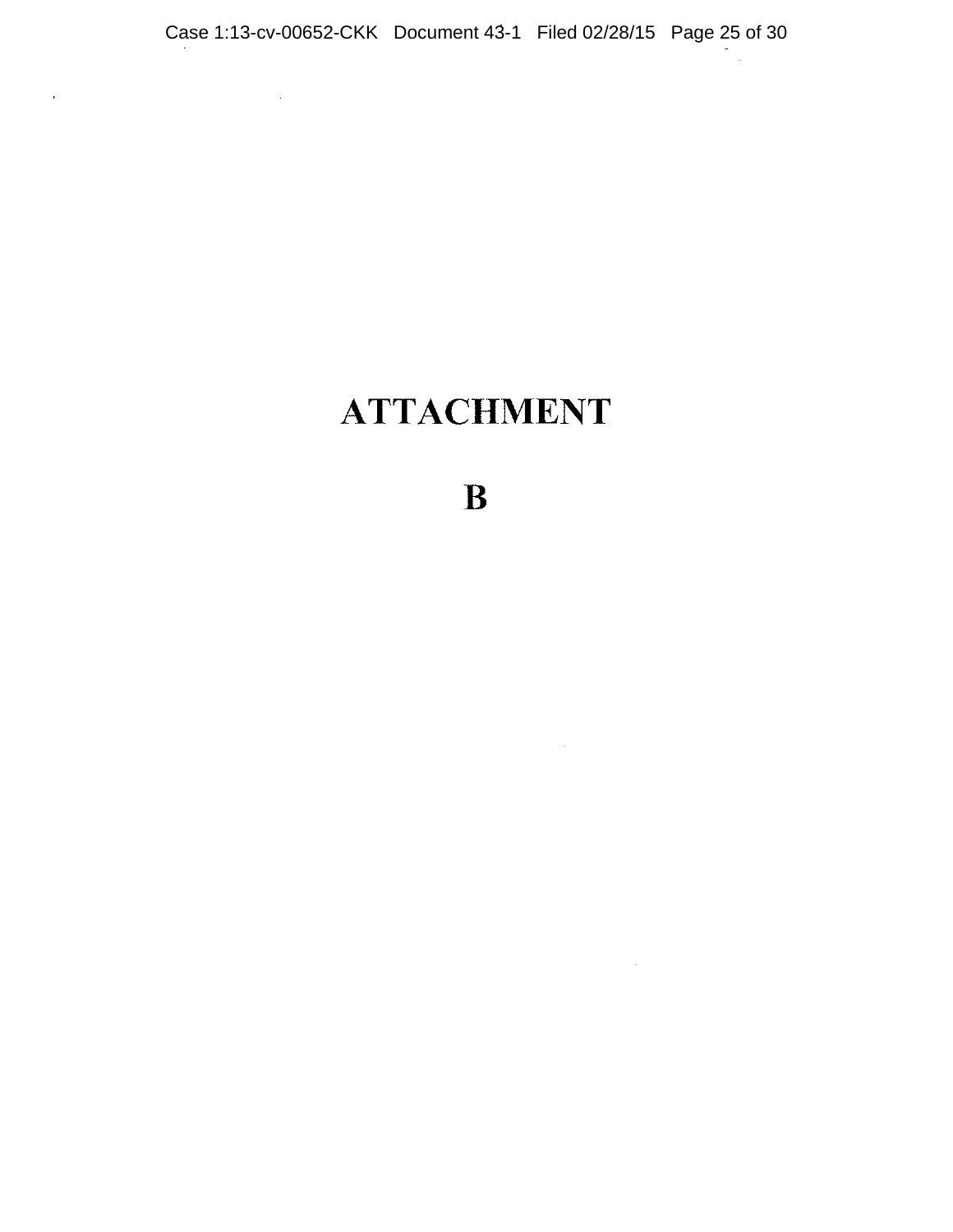# ATTACHMENT

# B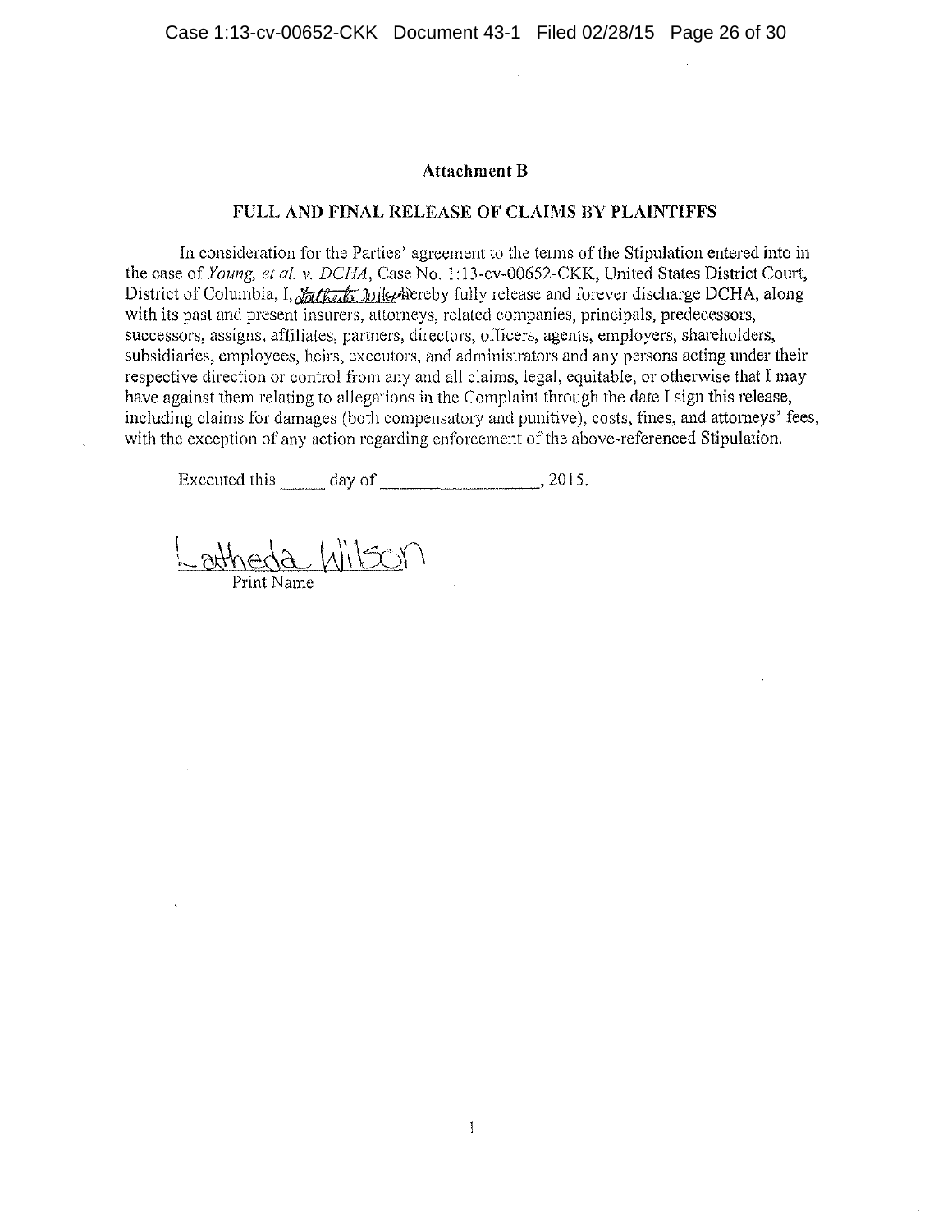**Attachment B**

**FULL AND FINAL RELEASE OF CLAIMS BY PLAINTIFFS**

In consideration for the Parties' agreement to the terms of the Stipulation entered into in the case of *Young, et al. v. DCHA*, Case No. 1:13-cv-00652-CKK, United States District Court, District of Columbia, I, Latheda Wilson hereby fully release and forever discharge DCHA, along with its past and present insurers, attorneys, related companies, principals, predecessors, successors, assigns, affiliates, partners, directors, officers, agents, employers, shareholders, subsidiaries, employees, heirs, executors, and administrators and any persons acting under their respective direction or control from any and all claims, legal, equitable, or otherwise that I may have against them relating to allegations in the Complaint through the date I sign this release, including claims for damages (both compensatory and punitive), costs, fines, and attorneys' fees, with the exception of any action regarding enforcement of the above-referenced Stipulation.

Executed this _____ day of ________________, 2015.

Latheda Wilson
Print Name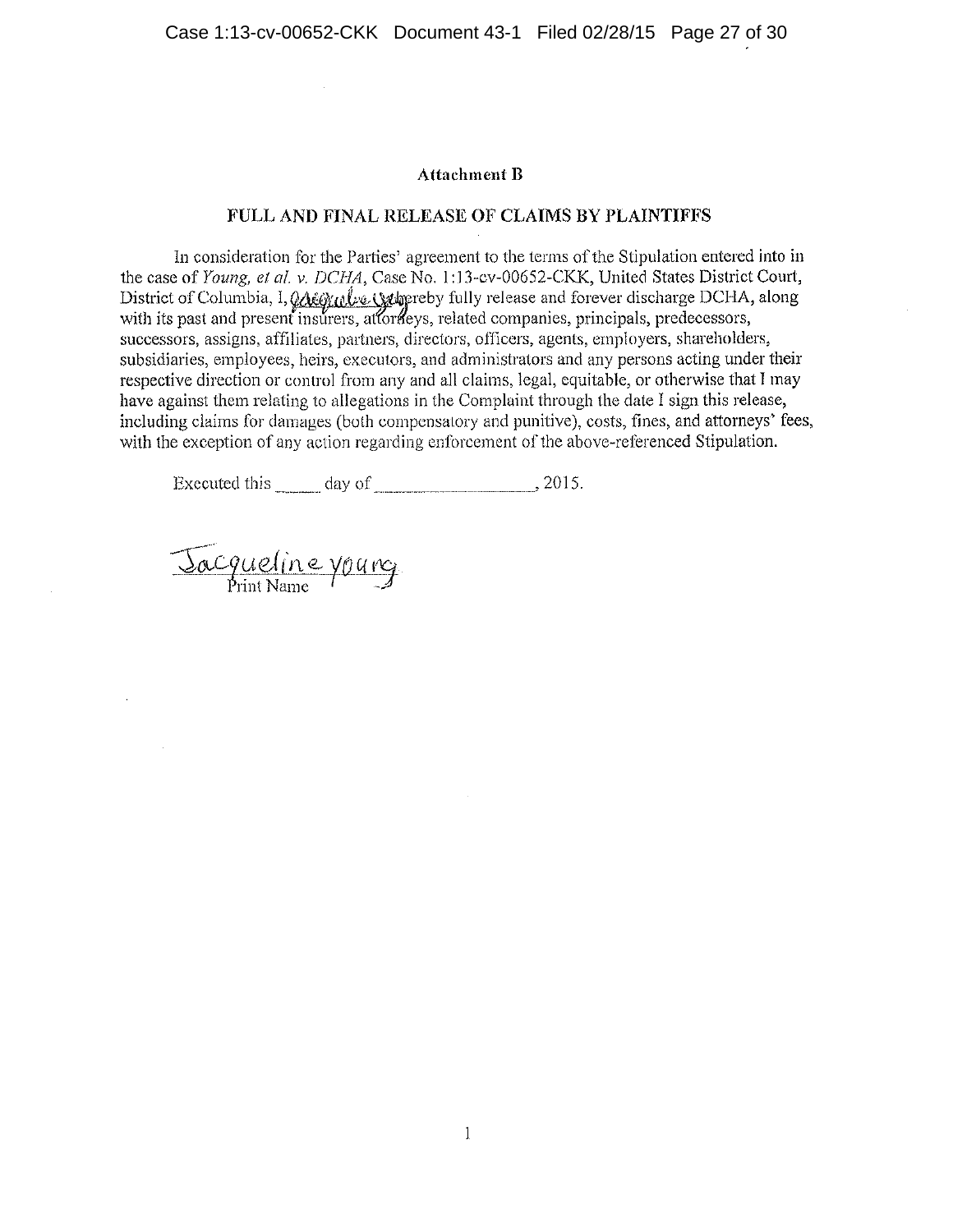**Attachment B**

**FULL AND FINAL RELEASE OF CLAIMS BY PLAINTIFFS**

In consideration for the Parties' agreement to the terms of the Stipulation entered into in the case of *Young, et al. v. DCHA*, Case No. 1:13-cv-00652-CKK, United States District Court, District of Columbia, I, Jacqueline Young hereby fully release and forever discharge DCHA, along with its past and present insurers, attorneys, related companies, principals, predecessors, successors, assigns, affiliates, partners, directors, officers, agents, employers, shareholders, subsidiaries, employees, heirs, executors, and administrators and any persons acting under their respective direction or control from any and all claims, legal, equitable, or otherwise that I may have against them relating to allegations in the Complaint through the date I sign this release, including claims for damages (both compensatory and punitive), costs, fines, and attorneys' fees, with the exception of any action regarding enforcement of the above-referenced Stipulation.

Executed this _____ day of ________________, 2015.

Jacqueline young
Print Name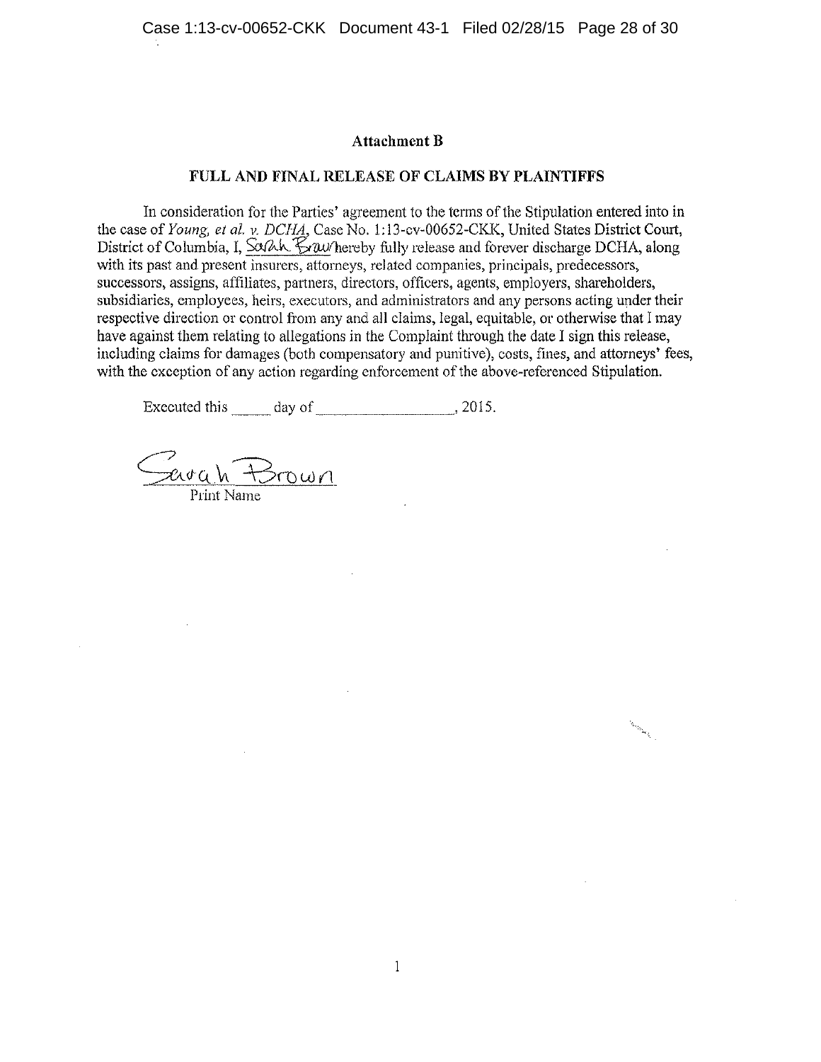**Attachment B**

**FULL AND FINAL RELEASE OF CLAIMS BY PLAINTIFFS**

In consideration for the Parties' agreement to the terms of the Stipulation entered into in the case of *Young, et al. v. DCHA*, Case No. 1:13-cv-00652-CKK, United States District Court, District of Columbia, I, Sarah Brown hereby fully release and forever discharge DCHA, along with its past and present insurers, attorneys, related companies, principals, predecessors, successors, assigns, affiliates, partners, directors, officers, agents, employers, shareholders, subsidiaries, employees, heirs, executors, and administrators and any persons acting under their respective direction or control from any and all claims, legal, equitable, or otherwise that I may have against them relating to allegations in the Complaint through the date I sign this release, including claims for damages (both compensatory and punitive), costs, fines, and attorneys' fees, with the exception of any action regarding enforcement of the above-referenced Stipulation.

Executed this _____ day of ________________, 2015.

Sarah Brown
Print Name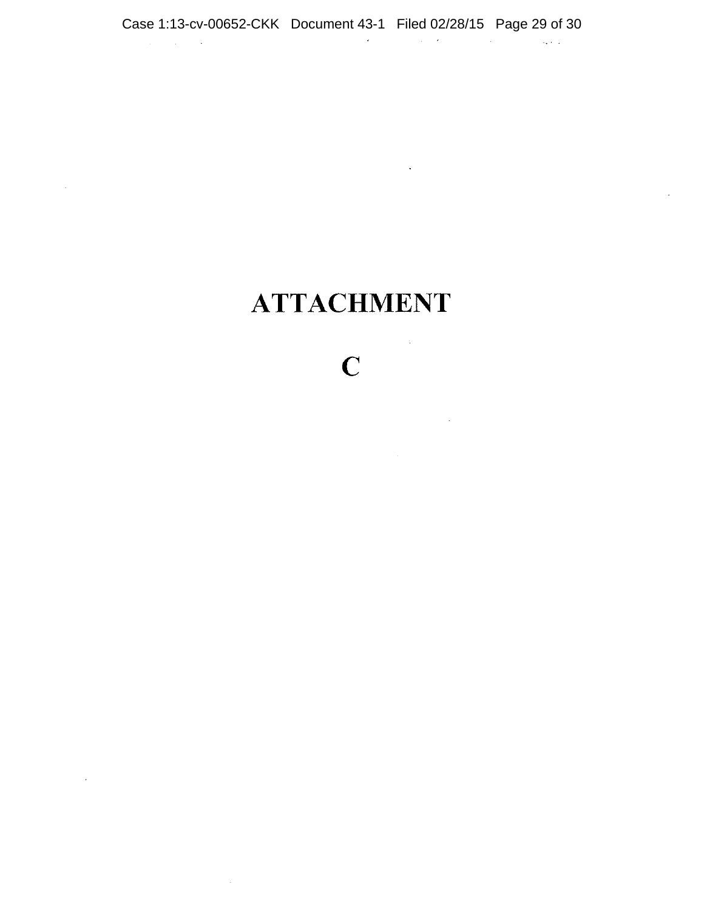# ATTACHMENT

# C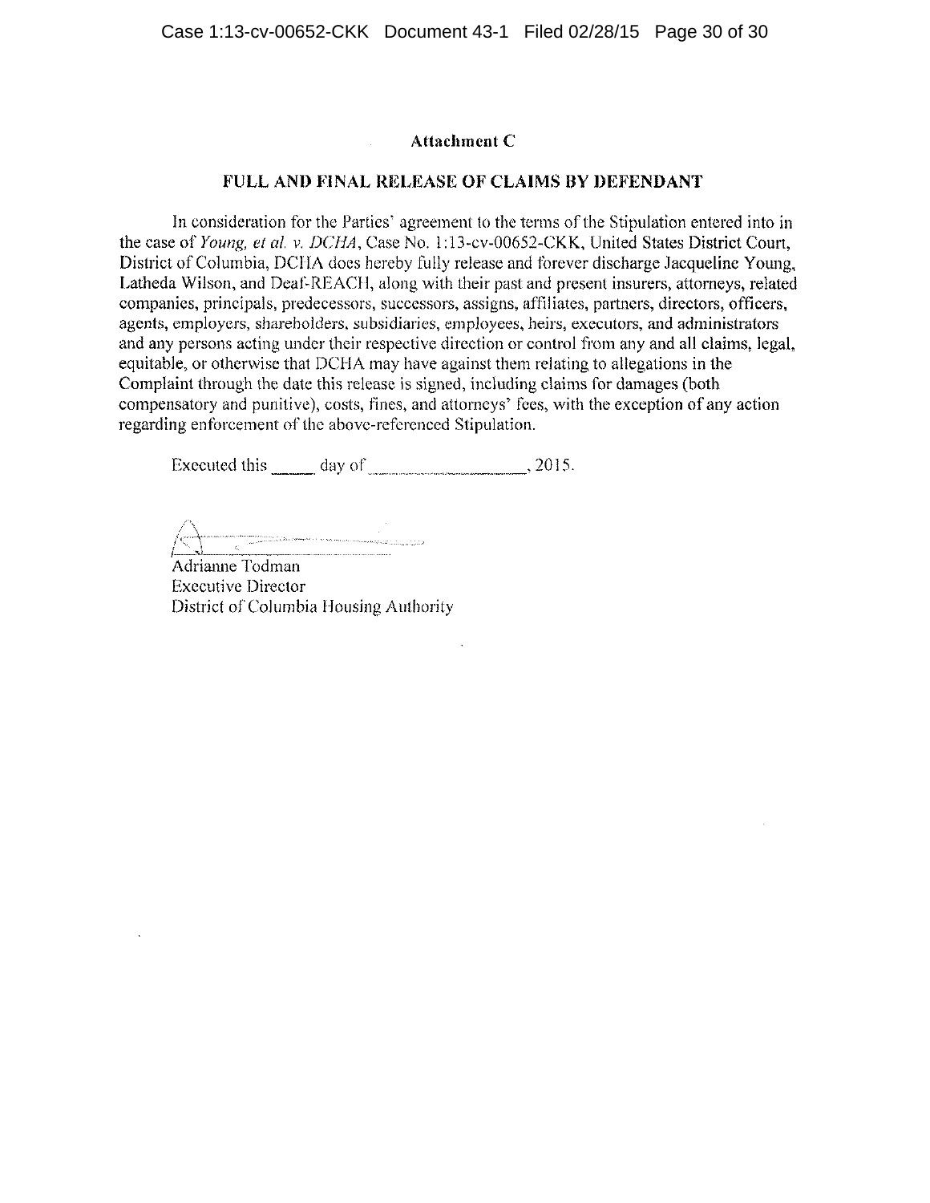**Attachment C**

**FULL AND FINAL RELEASE OF CLAIMS BY DEFENDANT**

In consideration for the Parties' agreement to the terms of the Stipulation entered into in the case of *Young, et al. v. DCHA*, Case No. 1:13-cv-00652-CKK, United States District Court, District of Columbia, DCHA does hereby fully release and forever discharge Jacqueline Young, Latheda Wilson, and Deaf-REACH, along with their past and present insurers, attorneys, related companies, principals, predecessors, successors, assigns, affiliates, partners, directors, officers, agents, employers, shareholders, subsidiaries, employees, heirs, executors, and administrators and any persons acting under their respective direction or control from any and all claims, legal, equitable, or otherwise that DCHA may have against them relating to allegations in the Complaint through the date this release is signed, including claims for damages (both compensatory and punitive), costs, fines, and attorneys' fees, with the exception of any action regarding enforcement of the above-referenced Stipulation.

Executed this _____ day of __________________, 2015.

Adrianne Todman
Executive Director
District of Columbia Housing Authority